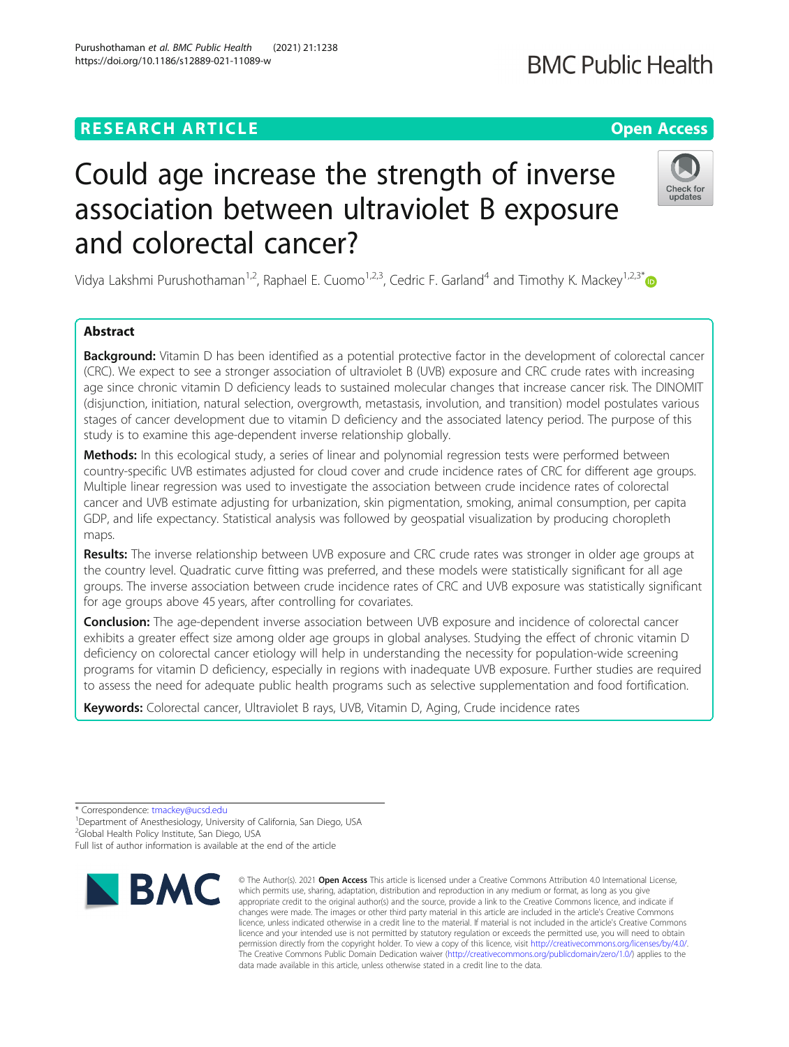RESEARCH ARTICLE

Open Access

# Could age increase the strength of inverse association between ultraviolet B exposure and colorectal cancer?

Vidya Lakshmi Purushothaman[1,2], Raphael E. Cuomo[1,2,3], Cedric F. Garland[4] and Timothy K. Mackey[1,2,3*]

## Abstract

**Background:** Vitamin D has been identified as a potential protective factor in the development of colorectal cancer (CRC). We expect to see a stronger association of ultraviolet B (UVB) exposure and CRC crude rates with increasing age since chronic vitamin D deficiency leads to sustained molecular changes that increase cancer risk. The DINOMIT (disjunction, initiation, natural selection, overgrowth, metastasis, involution, and transition) model postulates various stages of cancer development due to vitamin D deficiency and the associated latency period. The purpose of this study is to examine this age-dependent inverse relationship globally.

**Methods:** In this ecological study, a series of linear and polynomial regression tests were performed between country-specific UVB estimates adjusted for cloud cover and crude incidence rates of CRC for different age groups. Multiple linear regression was used to investigate the association between crude incidence rates of colorectal cancer and UVB estimate adjusting for urbanization, skin pigmentation, smoking, animal consumption, per capita GDP, and life expectancy. Statistical analysis was followed by geospatial visualization by producing choropleth maps.

**Results:** The inverse relationship between UVB exposure and CRC crude rates was stronger in older age groups at the country level. Quadratic curve fitting was preferred, and these models were statistically significant for all age groups. The inverse association between crude incidence rates of CRC and UVB exposure was statistically significant for age groups above 45 years, after controlling for covariates.

**Conclusion:** The age-dependent inverse association between UVB exposure and incidence of colorectal cancer exhibits a greater effect size among older age groups in global analyses. Studying the effect of chronic vitamin D deficiency on colorectal cancer etiology will help in understanding the necessity for population-wide screening programs for vitamin D deficiency, especially in regions with inadequate UVB exposure. Further studies are required to assess the need for adequate public health programs such as selective supplementation and food fortification.

**Keywords:** Colorectal cancer, Ultraviolet B rays, UVB, Vitamin D, Aging, Crude incidence rates

\* Correspondence: tmackey@ucsd.edu

[1]Department of Anesthesiology, University of California, San Diego, USA

[2]Global Health Policy Institute, San Diego, USA

Full list of author information is available at the end of the article

© The Author(s). 2021 **Open Access** This article is licensed under a Creative Commons Attribution 4.0 International License, which permits use, sharing, adaptation, distribution and reproduction in any medium or format, as long as you give appropriate credit to the original author(s) and the source, provide a link to the Creative Commons licence, and indicate if changes were made. The images or other third party material in this article are included in the article's Creative Commons licence, unless indicated otherwise in a credit line to the material. If material is not included in the article's Creative Commons licence and your intended use is not permitted by statutory regulation or exceeds the permitted use, you will need to obtain permission directly from the copyright holder. To view a copy of this licence, visit http://creativecommons.org/licenses/by/4.0/. The Creative Commons Public Domain Dedication waiver (http://creativecommons.org/publicdomain/zero/1.0/) applies to the data made available in this article, unless otherwise stated in a credit line to the data.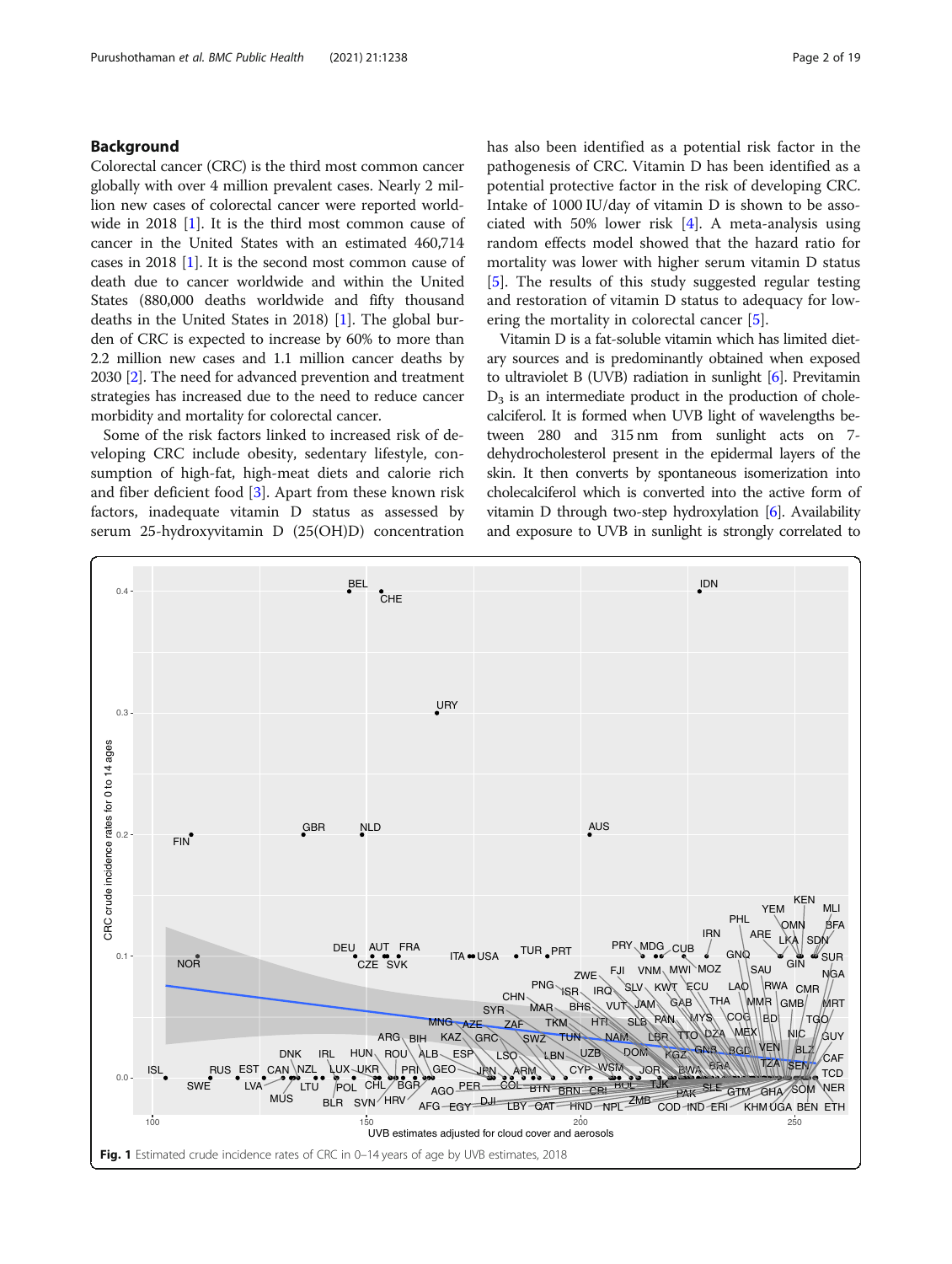## Background

Colorectal cancer (CRC) is the third most common cancer globally with over 4 million prevalent cases. Nearly 2 million new cases of colorectal cancer were reported worldwide in 2018 [1]. It is the third most common cause of cancer in the United States with an estimated 460,714 cases in 2018 [1]. It is the second most common cause of death due to cancer worldwide and within the United States (880,000 deaths worldwide and fifty thousand deaths in the United States in 2018) [1]. The global burden of CRC is expected to increase by 60% to more than 2.2 million new cases and 1.1 million cancer deaths by 2030 [2]. The need for advanced prevention and treatment strategies has increased due to the need to reduce cancer morbidity and mortality for colorectal cancer.

Some of the risk factors linked to increased risk of developing CRC include obesity, sedentary lifestyle, consumption of high-fat, high-meat diets and calorie rich and fiber deficient food [3]. Apart from these known risk factors, inadequate vitamin D status as assessed by serum 25-hydroxyvitamin D (25(OH)D) concentration has also been identified as a potential risk factor in the pathogenesis of CRC. Vitamin D has been identified as a potential protective factor in the risk of developing CRC. Intake of 1000 IU/day of vitamin D is shown to be associated with 50% lower risk [4]. A meta-analysis using random effects model showed that the hazard ratio for mortality was lower with higher serum vitamin D status [5]. The results of this study suggested regular testing and restoration of vitamin D status to adequacy for lowering the mortality in colorectal cancer [5].

Vitamin D is a fat-soluble vitamin which has limited dietary sources and is predominantly obtained when exposed to ultraviolet B (UVB) radiation in sunlight [6]. Previtamin $D_3$ is an intermediate product in the production of cholecalciferol. It is formed when UVB light of wavelengths between 280 and 315 nm from sunlight acts on 7-dehydrocholesterol present in the epidermal layers of the skin. It then converts by spontaneous isomerization into cholecalciferol which is converted into the active form of vitamin D through two-step hydroxylation [6]. Availability and exposure to UVB in sunlight is strongly correlated to

**Fig. 1** Estimated crude incidence rates of CRC in 0–14 years of age by UVB estimates, 2018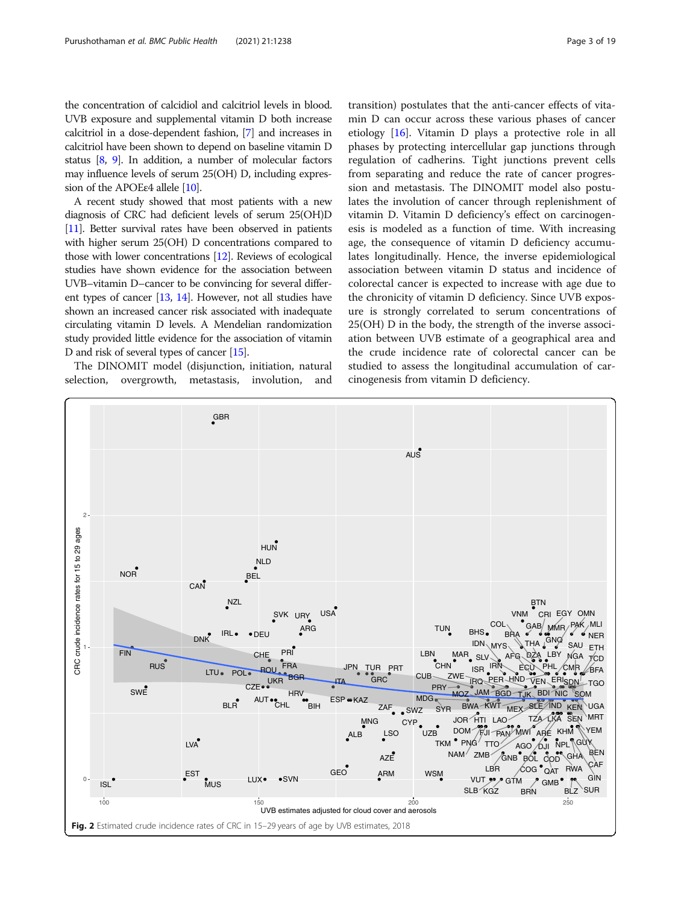the concentration of calcidiol and calcitriol levels in blood. UVB exposure and supplemental vitamin D both increase calcitriol in a dose-dependent fashion, [7] and increases in calcitriol have been shown to depend on baseline vitamin D status [8, 9]. In addition, a number of molecular factors may influence levels of serum 25(OH) D, including expression of the APOEε4 allele [10].

A recent study showed that most patients with a new diagnosis of CRC had deficient levels of serum 25(OH)D [11]. Better survival rates have been observed in patients with higher serum 25(OH) D concentrations compared to those with lower concentrations [12]. Reviews of ecological studies have shown evidence for the association between UVB–vitamin D–cancer to be convincing for several different types of cancer [13, 14]. However, not all studies have shown an increased cancer risk associated with inadequate circulating vitamin D levels. A Mendelian randomization study provided little evidence for the association of vitamin D and risk of several types of cancer [15].

The DINOMIT model (disjunction, initiation, natural selection, overgrowth, metastasis, involution, and transition) postulates that the anti-cancer effects of vitamin D can occur across these various phases of cancer etiology [16]. Vitamin D plays a protective role in all phases by protecting intercellular gap junctions through regulation of cadherins. Tight junctions prevent cells from separating and reduce the rate of cancer progression and metastasis. The DINOMIT model also postulates the involution of cancer through replenishment of vitamin D. Vitamin D deficiency's effect on carcinogenesis is modeled as a function of time. With increasing age, the consequence of vitamin D deficiency accumulates longitudinally. Hence, the inverse epidemiological association between vitamin D status and incidence of colorectal cancer is expected to increase with age due to the chronicity of vitamin D deficiency. Since UVB exposure is strongly correlated to serum concentrations of 25(OH) D in the body, the strength of the inverse association between UVB estimate of a geographical area and the crude incidence rate of colorectal cancer can be studied to assess the longitudinal accumulation of carcinogenesis from vitamin D deficiency.

**Fig. 2** Estimated crude incidence rates of CRC in 15–29 years of age by UVB estimates, 2018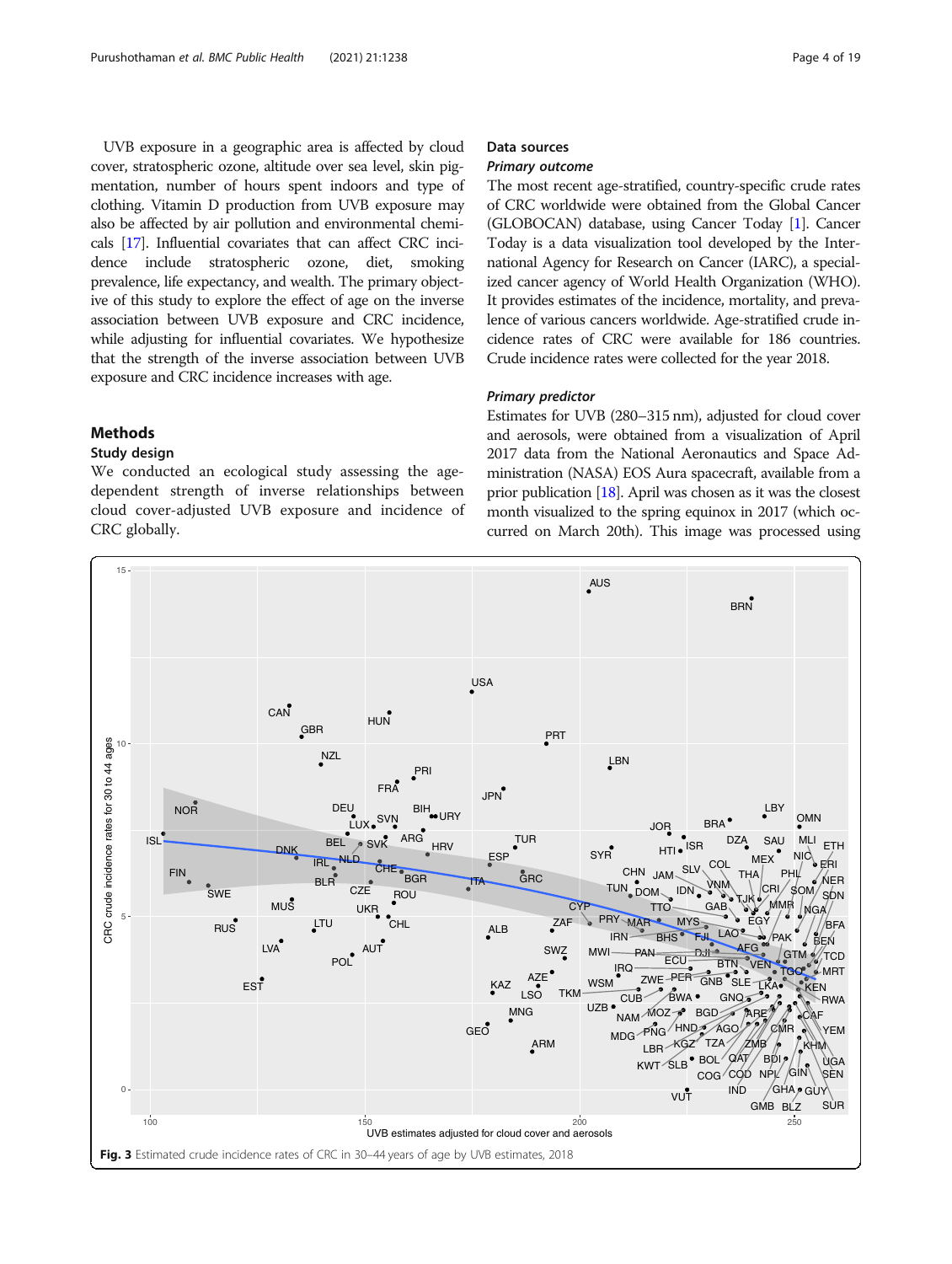UVB exposure in a geographic area is affected by cloud cover, stratospheric ozone, altitude over sea level, skin pigmentation, number of hours spent indoors and type of clothing. Vitamin D production from UVB exposure may also be affected by air pollution and environmental chemicals [17]. Influential covariates that can affect CRC incidence include stratospheric ozone, diet, smoking prevalence, life expectancy, and wealth. The primary objective of this study to explore the effect of age on the inverse association between UVB exposure and CRC incidence, while adjusting for influential covariates. We hypothesize that the strength of the inverse association between UVB exposure and CRC incidence increases with age.

## Methods

### Study design

We conducted an ecological study assessing the age-dependent strength of inverse relationships between cloud cover-adjusted UVB exposure and incidence of CRC globally.

### Data sources

#### *Primary outcome*

The most recent age-stratified, country-specific crude rates of CRC worldwide were obtained from the Global Cancer (GLOBOCAN) database, using Cancer Today [1]. Cancer Today is a data visualization tool developed by the International Agency for Research on Cancer (IARC), a specialized cancer agency of World Health Organization (WHO). It provides estimates of the incidence, mortality, and prevalence of various cancers worldwide. Age-stratified crude incidence rates of CRC were available for 186 countries. Crude incidence rates were collected for the year 2018.

#### *Primary predictor*

Estimates for UVB (280–315 nm), adjusted for cloud cover and aerosols, were obtained from a visualization of April 2017 data from the National Aeronautics and Space Administration (NASA) EOS Aura spacecraft, available from a prior publication [18]. April was chosen as it was the closest month visualized to the spring equinox in 2017 (which occurred on March 20th). This image was processed using

**Fig. 3** Estimated crude incidence rates of CRC in 30–44 years of age by UVB estimates, 2018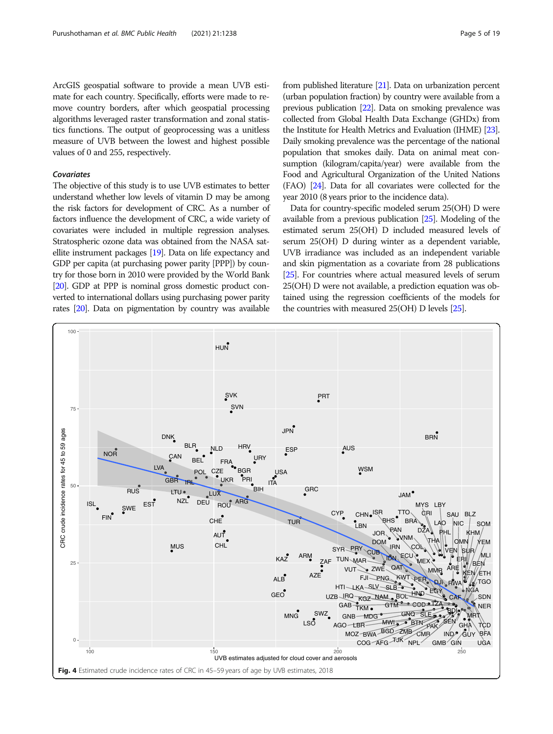ArcGIS geospatial software to provide a mean UVB estimate for each country. Specifically, efforts were made to remove country borders, after which geospatial processing algorithms leveraged raster transformation and zonal statistics functions. The output of geoprocessing was a unitless measure of UVB between the lowest and highest possible values of 0 and 255, respectively.

### Covariates

The objective of this study is to use UVB estimates to better understand whether low levels of vitamin D may be among the risk factors for development of CRC. As a number of factors influence the development of CRC, a wide variety of covariates were included in multiple regression analyses. Stratospheric ozone data was obtained from the NASA satellite instrument packages [19]. Data on life expectancy and GDP per capita (at purchasing power parity [PPP]) by country for those born in 2010 were provided by the World Bank [20]. GDP at PPP is nominal gross domestic product converted to international dollars using purchasing power parity rates [20]. Data on pigmentation by country was available from published literature [21]. Data on urbanization percent (urban population fraction) by country were available from a previous publication [22]. Data on smoking prevalence was collected from Global Health Data Exchange (GHDx) from the Institute for Health Metrics and Evaluation (IHME) [23]. Daily smoking prevalence was the percentage of the national population that smokes daily. Data on animal meat consumption (kilogram/capita/year) were available from the Food and Agricultural Organization of the United Nations (FAO) [24]. Data for all covariates were collected for the year 2010 (8 years prior to the incidence data).

Data for country-specific modeled serum 25(OH) D were available from a previous publication [25]. Modeling of the estimated serum 25(OH) D included measured levels of serum 25(OH) D during winter as a dependent variable, UVB irradiance was included as an independent variable and skin pigmentation as a covariate from 28 publications [25]. For countries where actual measured levels of serum 25(OH) D were not available, a prediction equation was obtained using the regression coefficients of the models for the countries with measured 25(OH) D levels [25].

**Fig. 4** Estimated crude incidence rates of CRC in 45–59 years of age by UVB estimates, 2018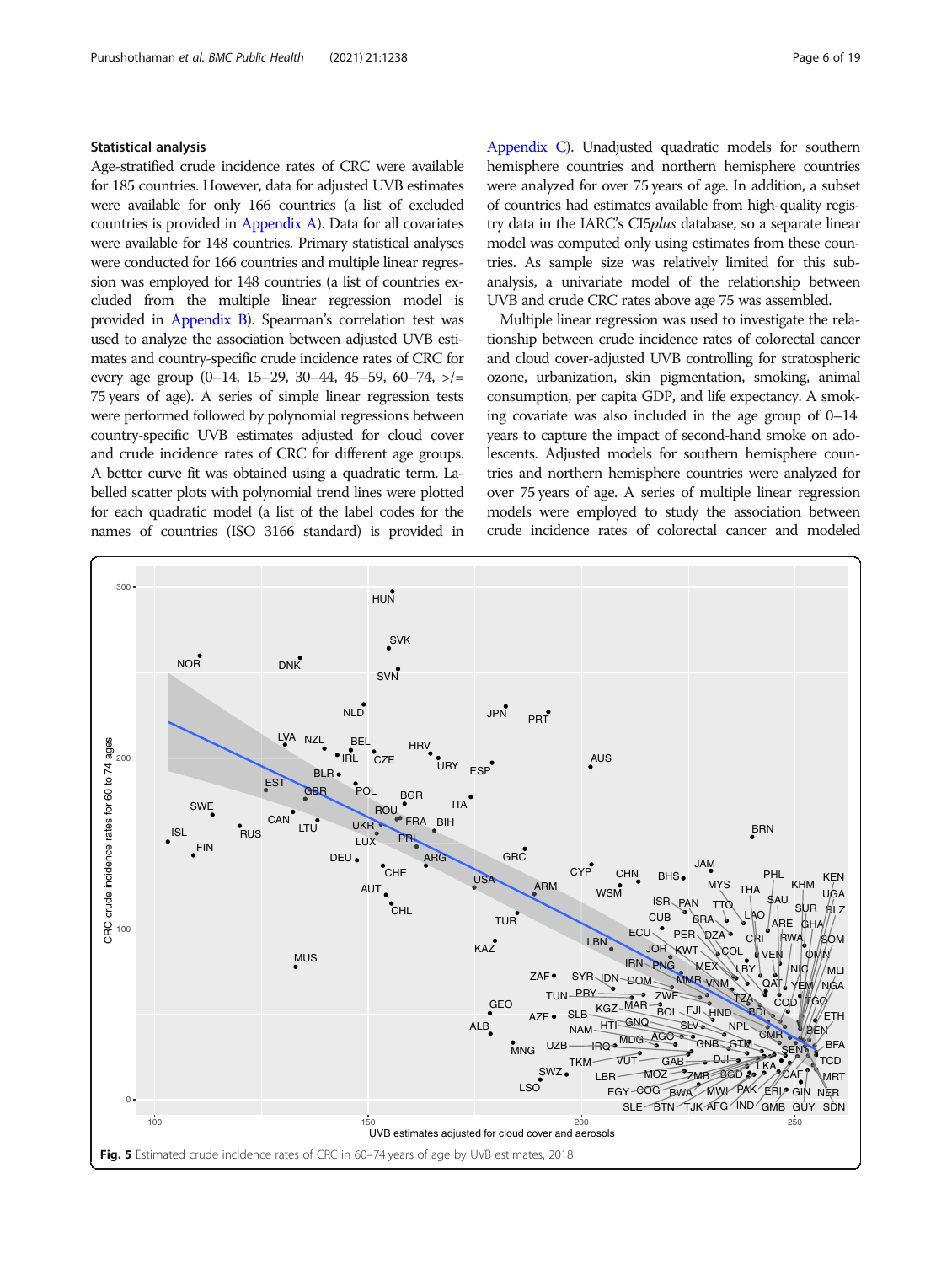### Statistical analysis

Age-stratified crude incidence rates of CRC were available for 185 countries. However, data for adjusted UVB estimates were available for only 166 countries (a list of excluded countries is provided in Appendix A). Data for all covariates were available for 148 countries. Primary statistical analyses were conducted for 166 countries and multiple linear regression was employed for 148 countries (a list of countries excluded from the multiple linear regression model is provided in Appendix B). Spearman's correlation test was used to analyze the association between adjusted UVB estimates and country-specific crude incidence rates of CRC for every age group (0–14, 15–29, 30–44, 45–59, 60–74, >/= 75 years of age). A series of simple linear regression tests were performed followed by polynomial regressions between country-specific UVB estimates adjusted for cloud cover and crude incidence rates of CRC for different age groups. A better curve fit was obtained using a quadratic term. Labelled scatter plots with polynomial trend lines were plotted for each quadratic model (a list of the label codes for the names of countries (ISO 3166 standard) is provided in Appendix C). Unadjusted quadratic models for southern hemisphere countries and northern hemisphere countries were analyzed for over 75 years of age. In addition, a subset of countries had estimates available from high-quality registry data in the IARC's CI5*plus* database, so a separate linear model was computed only using estimates from these countries. As sample size was relatively limited for this subanalysis, a univariate model of the relationship between UVB and crude CRC rates above age 75 was assembled.

Multiple linear regression was used to investigate the relationship between crude incidence rates of colorectal cancer and cloud cover-adjusted UVB controlling for stratospheric ozone, urbanization, skin pigmentation, smoking, animal consumption, per capita GDP, and life expectancy. A smoking covariate was also included in the age group of 0–14 years to capture the impact of second-hand smoke on adolescents. Adjusted models for southern hemisphere countries and northern hemisphere countries were analyzed for over 75 years of age. A series of multiple linear regression models were employed to study the association between crude incidence rates of colorectal cancer and modeled

**Fig. 5** Estimated crude incidence rates of CRC in 60–74 years of age by UVB estimates, 2018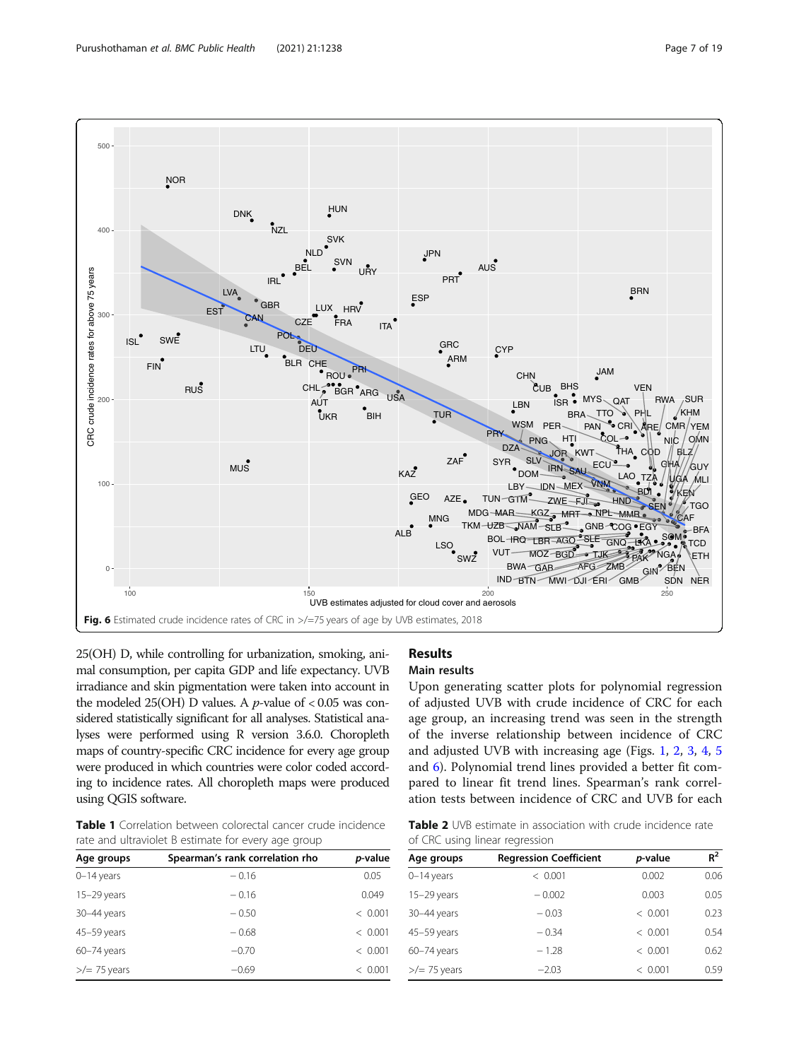Fig. 6 Estimated crude incidence rates of CRC in >/=75 years of age by UVB estimates, 2018

25(OH) D, while controlling for urbanization, smoking, animal consumption, per capita GDP and life expectancy. UVB irradiance and skin pigmentation were taken into account in the modeled 25(OH) D values. A *p*-value of $< 0.05$ was considered statistically significant for all analyses. Statistical analyses were performed using R version 3.6.0. Choropleth maps of country-specific CRC incidence for every age group were produced in which countries were color coded according to incidence rates. All choropleth maps were produced using QGIS software.

**Table 1** Correlation between colorectal cancer crude incidence rate and ultraviolet B estimate for every age group

| Age groups | Spearman's rank correlation rho | *p*-value |
|---|---|---|
| 0–14 years | − 0.16 | 0.05 |
| 15–29 years | − 0.16 | 0.049 |
| 30–44 years | − 0.50 | < 0.001 |
| 45–59 years | − 0.68 | < 0.001 |
| 60–74 years | −0.70 | < 0.001 |
| >/= 75 years | −0.69 | < 0.001 |

## Results

### Main results

Upon generating scatter plots for polynomial regression of adjusted UVB with crude incidence of CRC for each age group, an increasing trend was seen in the strength of the inverse relationship between incidence of CRC and adjusted UVB with increasing age (Figs. 1, 2, 3, 4, 5 and 6). Polynomial trend lines provided a better fit compared to linear fit trend lines. Spearman's rank correlation tests between incidence of CRC and UVB for each

**Table 2** UVB estimate in association with crude incidence rate of CRC using linear regression

| Age groups | Regression Coefficient | *p*-value | $R^2$ |
|---|---|---|---|
| 0–14 years | < 0.001 | 0.002 | 0.06 |
| 15–29 years | − 0.002 | 0.003 | 0.05 |
| 30–44 years | − 0.03 | < 0.001 | 0.23 |
| 45–59 years | − 0.34 | < 0.001 | 0.54 |
| 60–74 years | − 1.28 | < 0.001 | 0.62 |
| >/= 75 years | −2.03 | < 0.001 | 0.59 |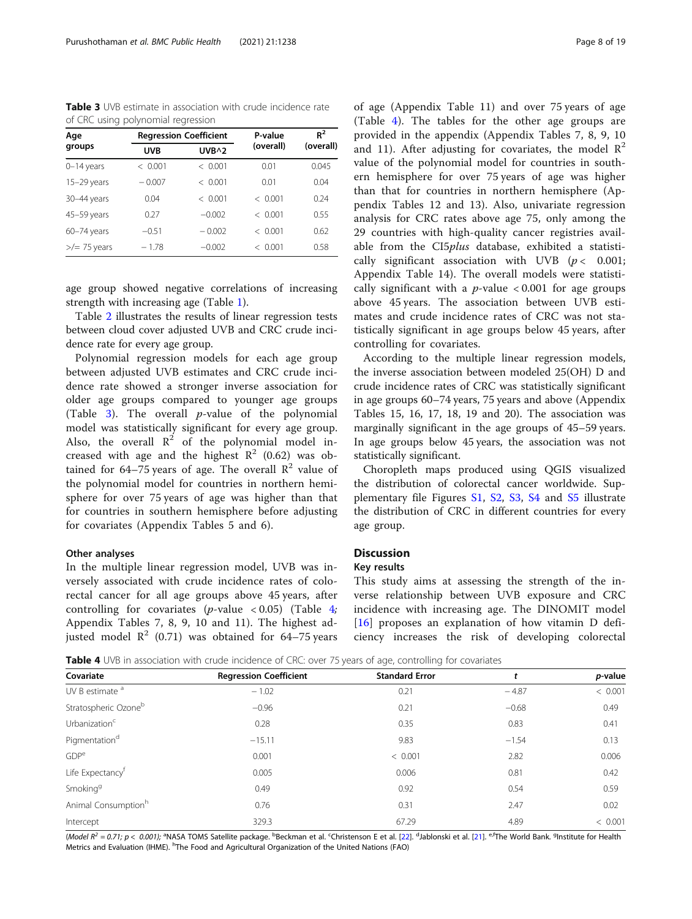**Table 3** UVB estimate in association with crude incidence rate of CRC using polynomial regression

| Age groups | Regression Coefficient | | P-value (overall) | $R^2$ (overall) |
|---|---|---|---|---|
| | UVB | UVB^2 | | |
| 0–14 years | < 0.001 | < 0.001 | 0.01 | 0.045 |
| 15–29 years | − 0.007 | < 0.001 | 0.01 | 0.04 |
| 30–44 years | 0.04 | < 0.001 | < 0.001 | 0.24 |
| 45–59 years | 0.27 | −0.002 | < 0.001 | 0.55 |
| 60–74 years | −0.51 | − 0.002 | < 0.001 | 0.62 |
| >/= 75 years | − 1.78 | −0.002 | < 0.001 | 0.58 |

age group showed negative correlations of increasing strength with increasing age (Table 1).

Table 2 illustrates the results of linear regression tests between cloud cover adjusted UVB and CRC crude incidence rate for every age group.

Polynomial regression models for each age group between adjusted UVB estimates and CRC crude incidence rate showed a stronger inverse association for older age groups compared to younger age groups (Table 3). The overall *p*-value of the polynomial model was statistically significant for every age group. Also, the overall $R^2$ of the polynomial model increased with age and the highest $R^2$ (0.62) was obtained for 64–75 years of age. The overall $R^2$ value of the polynomial model for countries in northern hemisphere for over 75 years of age was higher than that for countries in southern hemisphere before adjusting for covariates (Appendix Tables 5 and 6).

### Other analyses

In the multiple linear regression model, UVB was inversely associated with crude incidence rates of colorectal cancer for all age groups above 45 years, after controlling for covariates (*p*-value $< 0.05$) (Table 4; Appendix Tables 7, 8, 9, 10 and 11). The highest adjusted model $R^2$ (0.71) was obtained for 64–75 years of age (Appendix Table 11) and over 75 years of age (Table 4). The tables for the other age groups are provided in the appendix (Appendix Tables 7, 8, 9, 10 and 11). After adjusting for covariates, the model $R^2$ value of the polynomial model for countries in southern hemisphere for over 75 years of age was higher than that for countries in northern hemisphere (Appendix Tables 12 and 13). Also, univariate regression analysis for CRC rates above age 75, only among the 29 countries with high-quality cancer registries available from the CI5*plus* database, exhibited a statistically significant association with UVB ($p < 0.001$; Appendix Table 14). The overall models were statistically significant with a *p*-value $< 0.001$ for age groups above 45 years. The association between UVB estimates and crude incidence rates of CRC was not statistically significant in age groups below 45 years, after controlling for covariates.

According to the multiple linear regression models, the inverse association between modeled 25(OH) D and crude incidence rates of CRC was statistically significant in age groups 60–74 years, 75 years and above (Appendix Tables 15, 16, 17, 18, 19 and 20). The association was marginally significant in the age groups of 45–59 years. In age groups below 45 years, the association was not statistically significant.

Choropleth maps produced using QGIS visualized the distribution of colorectal cancer worldwide. Supplementary file Figures S1, S2, S3, S4 and S5 illustrate the distribution of CRC in different countries for every age group.

## Discussion

### Key results

This study aims at assessing the strength of the inverse relationship between UVB exposure and CRC incidence with increasing age. The DINOMIT model [16] proposes an explanation of how vitamin D deficiency increases the risk of developing colorectal

**Table 4** UVB in association with crude incidence of CRC: over 75 years of age, controlling for covariates

| Covariate | Regression Coefficient | Standard Error | t | *p*-value |
|---|---|---|---|---|
| UV B estimate [a] | − 1.02 | 0.21 | − 4.87 | < 0.001 |
| Stratospheric Ozone[b] | −0.96 | 0.21 | −0.68 | 0.49 |
| Urbanization[c] | 0.28 | 0.35 | 0.83 | 0.41 |
| Pigmentation[d] | −15.11 | 9.83 | −1.54 | 0.13 |
| GDP[e] | 0.001 | < 0.001 | 2.82 | 0.006 |
| Life Expectancy[f] | 0.005 | 0.006 | 0.81 | 0.42 |
| Smoking[g] | 0.49 | 0.92 | 0.54 | 0.59 |
| Animal Consumption[h] | 0.76 | 0.31 | 2.47 | 0.02 |
| Intercept | 329.3 | 67.29 | 4.89 | < 0.001 |

(*Model $R^2$ = 0.71; $p < 0.001$);* [a]NASA TOMS Satellite package. [b]Beckman et al. [c]Christenson E et al. [22]. [d]Jablonski et al. [21]. [e,f]The World Bank. [g]Institute for Health Metrics and Evaluation (IHME). [h]The Food and Agricultural Organization of the United Nations (FAO)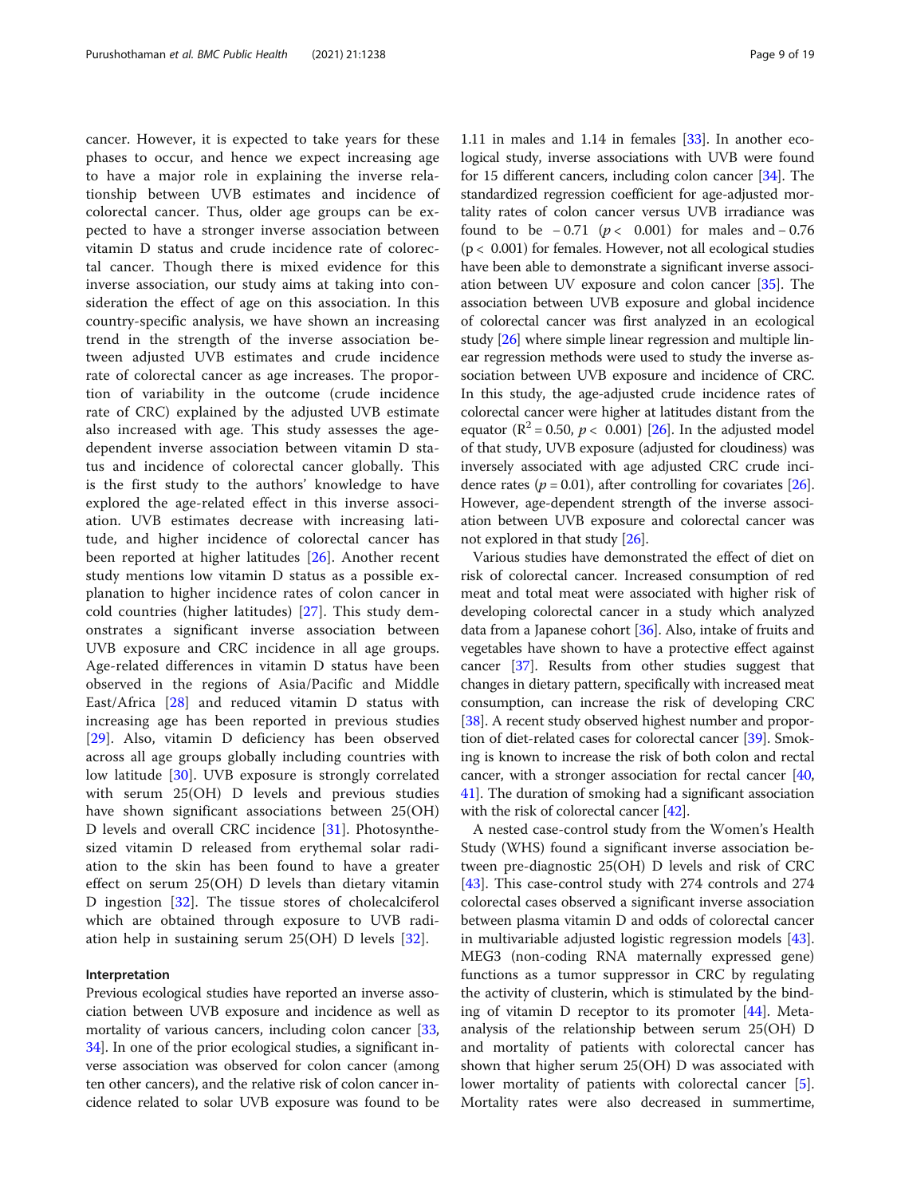cancer. However, it is expected to take years for these phases to occur, and hence we expect increasing age to have a major role in explaining the inverse relationship between UVB estimates and incidence of colorectal cancer. Thus, older age groups can be expected to have a stronger inverse association between vitamin D status and crude incidence rate of colorectal cancer. Though there is mixed evidence for this inverse association, our study aims at taking into consideration the effect of age on this association. In this country-specific analysis, we have shown an increasing trend in the strength of the inverse association between adjusted UVB estimates and crude incidence rate of colorectal cancer as age increases. The proportion of variability in the outcome (crude incidence rate of CRC) explained by the adjusted UVB estimate also increased with age. This study assesses the age-dependent inverse association between vitamin D status and incidence of colorectal cancer globally. This is the first study to the authors' knowledge to have explored the age-related effect in this inverse association. UVB estimates decrease with increasing latitude, and higher incidence of colorectal cancer has been reported at higher latitudes [26]. Another recent study mentions low vitamin D status as a possible explanation to higher incidence rates of colon cancer in cold countries (higher latitudes) [27]. This study demonstrates a significant inverse association between UVB exposure and CRC incidence in all age groups. Age-related differences in vitamin D status have been observed in the regions of Asia/Pacific and Middle East/Africa [28] and reduced vitamin D status with increasing age has been reported in previous studies [29]. Also, vitamin D deficiency has been observed across all age groups globally including countries with low latitude [30]. UVB exposure is strongly correlated with serum 25(OH) D levels and previous studies have shown significant associations between 25(OH) D levels and overall CRC incidence [31]. Photosynthesized vitamin D released from erythemal solar radiation to the skin has been found to have a greater effect on serum 25(OH) D levels than dietary vitamin D ingestion [32]. The tissue stores of cholecalciferol which are obtained through exposure to UVB radiation help in sustaining serum 25(OH) D levels [32].

#### Interpretation

Previous ecological studies have reported an inverse association between UVB exposure and incidence as well as mortality of various cancers, including colon cancer [33, 34]. In one of the prior ecological studies, a significant inverse association was observed for colon cancer (among ten other cancers), and the relative risk of colon cancer incidence related to solar UVB exposure was found to be 1.11 in males and 1.14 in females [33]. In another ecological study, inverse associations with UVB were found for 15 different cancers, including colon cancer [34]. The standardized regression coefficient for age-adjusted mortality rates of colon cancer versus UVB irradiance was found to be −0.71 ($p < 0.001$) for males and −0.76 ($p < 0.001$) for females. However, not all ecological studies have been able to demonstrate a significant inverse association between UV exposure and colon cancer [35]. The association between UVB exposure and global incidence of colorectal cancer was first analyzed in an ecological study [26] where simple linear regression and multiple linear regression methods were used to study the inverse association between UVB exposure and incidence of CRC. In this study, the age-adjusted crude incidence rates of colorectal cancer were higher at latitudes distant from the equator ($R^2 = 0.50$, $p < 0.001$) [26]. In the adjusted model of that study, UVB exposure (adjusted for cloudiness) was inversely associated with age adjusted CRC crude incidence rates ($p = 0.01$), after controlling for covariates [26]. However, age-dependent strength of the inverse association between UVB exposure and colorectal cancer was not explored in that study [26].

Various studies have demonstrated the effect of diet on risk of colorectal cancer. Increased consumption of red meat and total meat were associated with higher risk of developing colorectal cancer in a study which analyzed data from a Japanese cohort [36]. Also, intake of fruits and vegetables have shown to have a protective effect against cancer [37]. Results from other studies suggest that changes in dietary pattern, specifically with increased meat consumption, can increase the risk of developing CRC [38]. A recent study observed highest number and proportion of diet-related cases for colorectal cancer [39]. Smoking is known to increase the risk of both colon and rectal cancer, with a stronger association for rectal cancer [40, 41]. The duration of smoking had a significant association with the risk of colorectal cancer [42].

A nested case-control study from the Women's Health Study (WHS) found a significant inverse association between pre-diagnostic 25(OH) D levels and risk of CRC [43]. This case-control study with 274 controls and 274 colorectal cases observed a significant inverse association between plasma vitamin D and odds of colorectal cancer in multivariable adjusted logistic regression models [43]. MEG3 (non-coding RNA maternally expressed gene) functions as a tumor suppressor in CRC by regulating the activity of clusterin, which is stimulated by the binding of vitamin D receptor to its promoter [44]. Meta-analysis of the relationship between serum 25(OH) D and mortality of patients with colorectal cancer has shown that higher serum 25(OH) D was associated with lower mortality of patients with colorectal cancer [5]. Mortality rates were also decreased in summertime,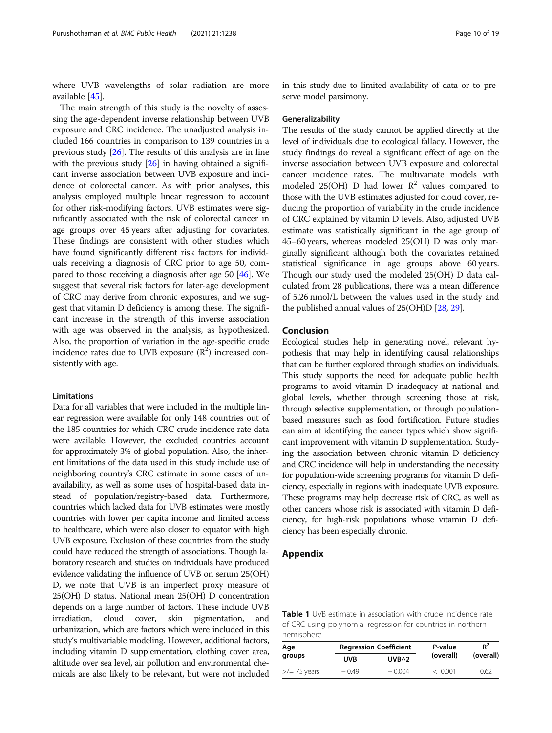where UVB wavelengths of solar radiation are more available [45].

The main strength of this study is the novelty of assessing the age-dependent inverse relationship between UVB exposure and CRC incidence. The unadjusted analysis included 166 countries in comparison to 139 countries in a previous study [26]. The results of this analysis are in line with the previous study [26] in having obtained a significant inverse association between UVB exposure and incidence of colorectal cancer. As with prior analyses, this analysis employed multiple linear regression to account for other risk-modifying factors. UVB estimates were significantly associated with the risk of colorectal cancer in age groups over 45 years after adjusting for covariates. These findings are consistent with other studies which have found significantly different risk factors for individuals receiving a diagnosis of CRC prior to age 50, compared to those receiving a diagnosis after age 50 [46]. We suggest that several risk factors for later-age development of CRC may derive from chronic exposures, and we suggest that vitamin D deficiency is among these. The significant increase in the strength of this inverse association with age was observed in the analysis, as hypothesized. Also, the proportion of variation in the age-specific crude incidence rates due to UVB exposure ($R^2$) increased consistently with age.

### Limitations

Data for all variables that were included in the multiple linear regression were available for only 148 countries out of the 185 countries for which CRC crude incidence rate data were available. However, the excluded countries account for approximately 3% of global population. Also, the inherent limitations of the data used in this study include use of neighboring country's CRC estimate in some cases of unavailability, as well as some uses of hospital-based data instead of population/registry-based data. Furthermore, countries which lacked data for UVB estimates were mostly countries with lower per capita income and limited access to healthcare, which were also closer to equator with high UVB exposure. Exclusion of these countries from the study could have reduced the strength of associations. Though laboratory research and studies on individuals have produced evidence validating the influence of UVB on serum 25(OH) D, we note that UVB is an imperfect proxy measure of 25(OH) D status. National mean 25(OH) D concentration depends on a large number of factors. These include UVB irradiation, cloud cover, skin pigmentation, and urbanization, which are factors which were included in this study's multivariable modeling. However, additional factors, including vitamin D supplementation, clothing cover area, altitude over sea level, air pollution and environmental chemicals are also likely to be relevant, but were not included in this study due to limited availability of data or to preserve model parsimony.

### Generalizability

The results of the study cannot be applied directly at the level of individuals due to ecological fallacy. However, the study findings do reveal a significant effect of age on the inverse association between UVB exposure and colorectal cancer incidence rates. The multivariate models with modeled 25(OH) D had lower $R^2$ values compared to those with the UVB estimates adjusted for cloud cover, reducing the proportion of variability in the crude incidence of CRC explained by vitamin D levels. Also, adjusted UVB estimate was statistically significant in the age group of 45–60 years, whereas modeled 25(OH) D was only marginally significant although both the covariates retained statistical significance in age groups above 60 years. Though our study used the modeled 25(OH) D data calculated from 28 publications, there was a mean difference of 5.26 nmol/L between the values used in the study and the published annual values of 25(OH)D [28, 29].

## Conclusion

Ecological studies help in generating novel, relevant hypothesis that may help in identifying causal relationships that can be further explored through studies on individuals. This study supports the need for adequate public health programs to avoid vitamin D inadequacy at national and global levels, whether through screening those at risk, through selective supplementation, or through population-based measures such as food fortification. Future studies can aim at identifying the cancer types which show significant improvement with vitamin D supplementation. Studying the association between chronic vitamin D deficiency and CRC incidence will help in understanding the necessity for population-wide screening programs for vitamin D deficiency, especially in regions with inadequate UVB exposure. These programs may help decrease risk of CRC, as well as other cancers whose risk is associated with vitamin D deficiency, for high-risk populations whose vitamin D deficiency has been especially chronic.

## Appendix

**Table 1** UVB estimate in association with crude incidence rate of CRC using polynomial regression for countries in northern hemisphere

| Age groups | Regression Coefficient | | P-value (overall) | $R^2$ (overall) |
|---|---|---|---|---|
| | UVB | UVB^2 | | |
| >/= 75 years | − 0.49 | − 0.004 | < 0.001 | 0.62 |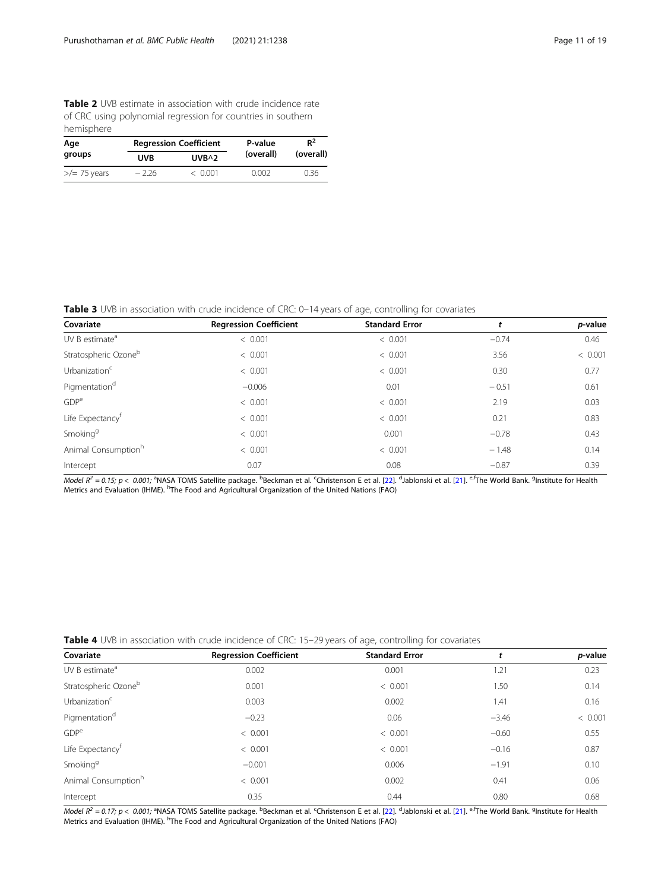**Table 2** UVB estimate in association with crude incidence rate of CRC using polynomial regression for countries in southern hemisphere

| Age groups | Regression Coefficient | | P-value (overall) | $R^2$ (overall) |
|---|---|---|---|---|
| | UVB | UVB^2 | | |
| >/= 75 years | − 2.26 | < 0.001 | 0.002 | 0.36 |

**Table 3** UVB in association with crude incidence of CRC: 0–14 years of age, controlling for covariates

| Covariate | Regression Coefficient | Standard Error | *t* | *p*-value |
|---|---|---|---|---|
| UV B estimate[a] | < 0.001 | < 0.001 | −0.74 | 0.46 |
| Stratospheric Ozone[b] | < 0.001 | < 0.001 | 3.56 | < 0.001 |
| Urbanization[c] | < 0.001 | < 0.001 | 0.30 | 0.77 |
| Pigmentation[d] | −0.006 | 0.01 | − 0.51 | 0.61 |
| GDP[e] | < 0.001 | < 0.001 | 2.19 | 0.03 |
| Life Expectancy[f] | < 0.001 | < 0.001 | 0.21 | 0.83 |
| Smoking[g] | < 0.001 | 0.001 | −0.78 | 0.43 |
| Animal Consumption[h] | < 0.001 | < 0.001 | − 1.48 | 0.14 |
| Intercept | 0.07 | 0.08 | −0.87 | 0.39 |

*Model* $R^2 = 0.15$; $p < 0.001$; [a]NASA TOMS Satellite package. [b]Beckman et al. [c]Christenson E et al. [22]. [d]Jablonski et al. [21]. [e,f]The World Bank. [g]Institute for Health Metrics and Evaluation (IHME). [h]The Food and Agricultural Organization of the United Nations (FAO)

**Table 4** UVB in association with crude incidence of CRC: 15–29 years of age, controlling for covariates

| Covariate | Regression Coefficient | Standard Error | *t* | *p*-value |
|---|---|---|---|---|
| UV B estimate[a] | 0.002 | 0.001 | 1.21 | 0.23 |
| Stratospheric Ozone[b] | 0.001 | < 0.001 | 1.50 | 0.14 |
| Urbanization[c] | 0.003 | 0.002 | 1.41 | 0.16 |
| Pigmentation[d] | −0.23 | 0.06 | −3.46 | < 0.001 |
| GDP[e] | < 0.001 | < 0.001 | −0.60 | 0.55 |
| Life Expectancy[f] | < 0.001 | < 0.001 | −0.16 | 0.87 |
| Smoking[g] | −0.001 | 0.006 | −1.91 | 0.10 |
| Animal Consumption[h] | < 0.001 | 0.002 | 0.41 | 0.06 |
| Intercept | 0.35 | 0.44 | 0.80 | 0.68 |

*Model* $R^2 = 0.17$; $p < 0.001$; [a]NASA TOMS Satellite package. [b]Beckman et al. [c]Christenson E et al. [22]. [d]Jablonski et al. [21]. [e,f]The World Bank. [g]Institute for Health Metrics and Evaluation (IHME). [h]The Food and Agricultural Organization of the United Nations (FAO)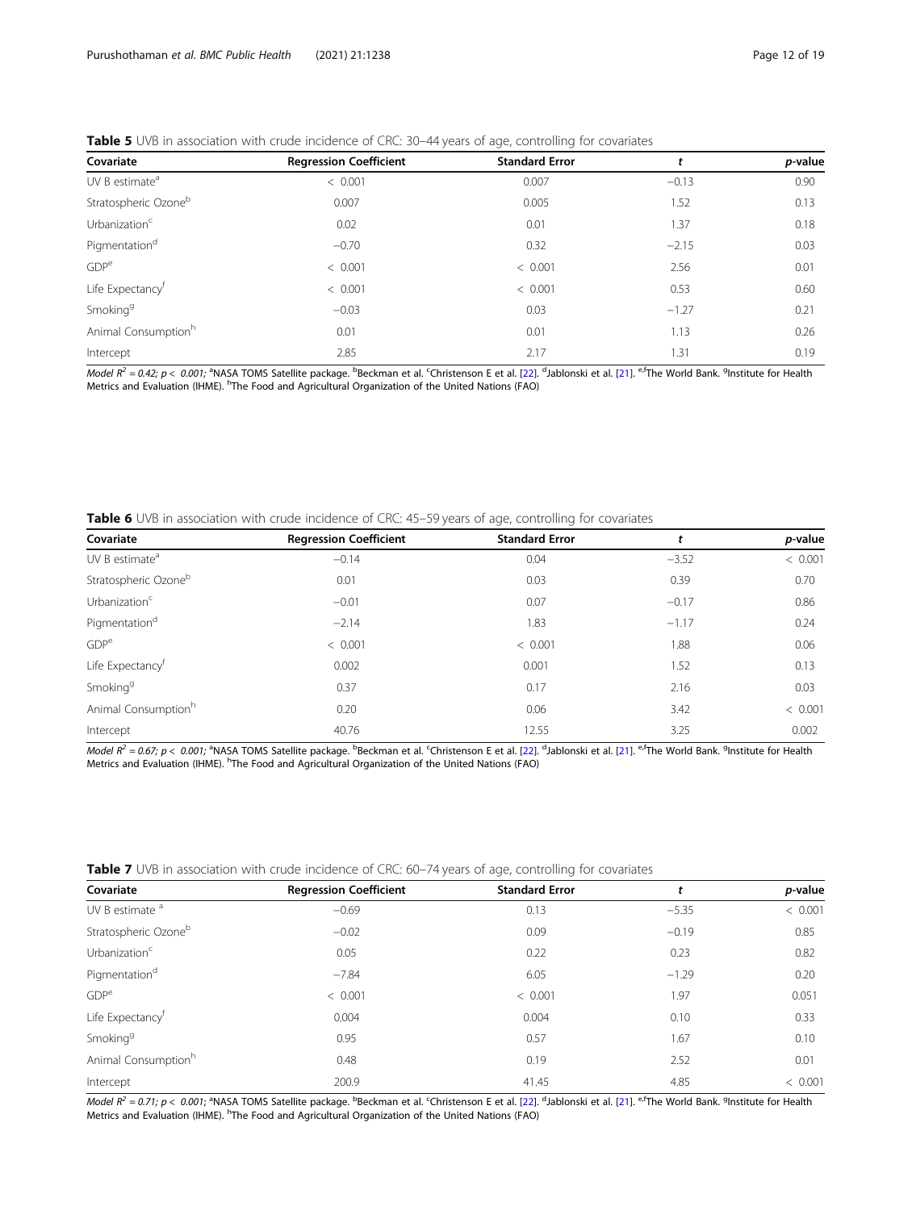**Table 5** UVB in association with crude incidence of CRC: 30–44 years of age, controlling for covariates

| Covariate | Regression Coefficient | Standard Error | t | p-value |
|---|---|---|---|---|
| UV B estimate[a] | < 0.001 | 0.007 | −0.13 | 0.90 |
| Stratospheric Ozone[b] | 0.007 | 0.005 | 1.52 | 0.13 |
| Urbanization[c] | 0.02 | 0.01 | 1.37 | 0.18 |
| Pigmentation[d] | −0.70 | 0.32 | −2.15 | 0.03 |
| GDP[e] | < 0.001 | < 0.001 | 2.56 | 0.01 |
| Life Expectancy[f] | < 0.001 | < 0.001 | 0.53 | 0.60 |
| Smoking[g] | −0.03 | 0.03 | −1.27 | 0.21 |
| Animal Consumption[h] | 0.01 | 0.01 | 1.13 | 0.26 |
| Intercept | 2.85 | 2.17 | 1.31 | 0.19 |

*Model* $R^2 = 0.42$; $p < 0.001$; [a]NASA TOMS Satellite package. [b]Beckman et al. [c]Christenson E et al. [22]. [d]Jablonski et al. [21]. [e,f]The World Bank. [g]Institute for Health Metrics and Evaluation (IHME). [h]The Food and Agricultural Organization of the United Nations (FAO)

**Table 6** UVB in association with crude incidence of CRC: 45–59 years of age, controlling for covariates

| Covariate | Regression Coefficient | Standard Error | t | p-value |
|---|---|---|---|---|
| UV B estimate[a] | −0.14 | 0.04 | −3.52 | < 0.001 |
| Stratospheric Ozone[b] | 0.01 | 0.03 | 0.39 | 0.70 |
| Urbanization[c] | −0.01 | 0.07 | −0.17 | 0.86 |
| Pigmentation[d] | −2.14 | 1.83 | −1.17 | 0.24 |
| GDP[e] | < 0.001 | < 0.001 | 1.88 | 0.06 |
| Life Expectancy[f] | 0.002 | 0.001 | 1.52 | 0.13 |
| Smoking[g] | 0.37 | 0.17 | 2.16 | 0.03 |
| Animal Consumption[h] | 0.20 | 0.06 | 3.42 | < 0.001 |
| Intercept | 40.76 | 12.55 | 3.25 | 0.002 |

*Model* $R^2 = 0.67$; $p < 0.001$; [a]NASA TOMS Satellite package. [b]Beckman et al. [c]Christenson E et al. [22]. [d]Jablonski et al. [21]. [e,f]The World Bank. [g]Institute for Health Metrics and Evaluation (IHME). [h]The Food and Agricultural Organization of the United Nations (FAO)

**Table 7** UVB in association with crude incidence of CRC: 60–74 years of age, controlling for covariates

| Covariate | Regression Coefficient | Standard Error | t | p-value |
|---|---|---|---|---|
| UV B estimate[a] | −0.69 | 0.13 | −5.35 | < 0.001 |
| Stratospheric Ozone[b] | −0.02 | 0.09 | −0.19 | 0.85 |
| Urbanization[c] | 0.05 | 0.22 | 0.23 | 0.82 |
| Pigmentation[d] | −7.84 | 6.05 | −1.29 | 0.20 |
| GDP[e] | < 0.001 | < 0.001 | 1.97 | 0.051 |
| Life Expectancy[f] | 0.004 | 0.004 | 0.10 | 0.33 |
| Smoking[g] | 0.95 | 0.57 | 1.67 | 0.10 |
| Animal Consumption[h] | 0.48 | 0.19 | 2.52 | 0.01 |
| Intercept | 200.9 | 41.45 | 4.85 | < 0.001 |

*Model* $R^2 = 0.71$; $p < 0.001$; [a]NASA TOMS Satellite package. [b]Beckman et al. [c]Christenson E et al. [22]. [d]Jablonski et al. [21]. [e,f]The World Bank. [g]Institute for Health Metrics and Evaluation (IHME). [h]The Food and Agricultural Organization of the United Nations (FAO)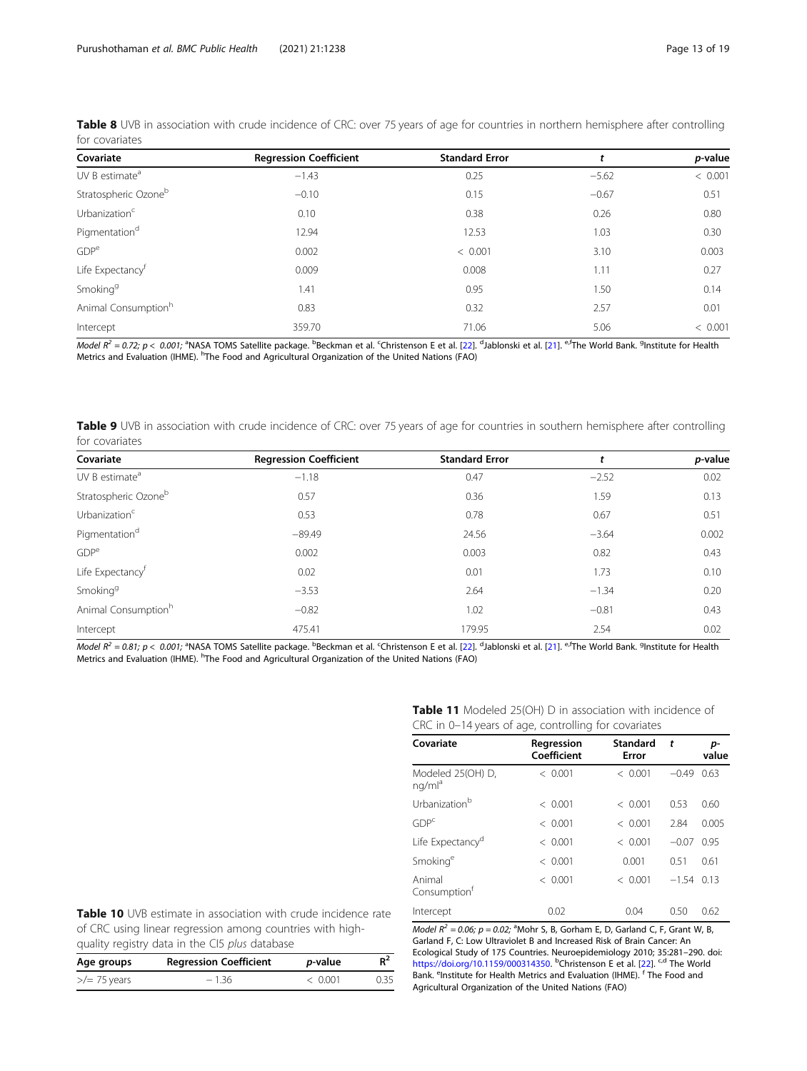**Table 8** UVB in association with crude incidence of CRC: over 75 years of age for countries in northern hemisphere after controlling for covariates

| Covariate | Regression Coefficient | Standard Error | *t* | *p*-value |
|---|---|---|---|---|
| UV B estimate[a] | −1.43 | 0.25 | −5.62 | < 0.001 |
| Stratospheric Ozone[b] | −0.10 | 0.15 | −0.67 | 0.51 |
| Urbanization[c] | 0.10 | 0.38 | 0.26 | 0.80 |
| Pigmentation[d] | 12.94 | 12.53 | 1.03 | 0.30 |
| GDP[e] | 0.002 | < 0.001 | 3.10 | 0.003 |
| Life Expectancy[f] | 0.009 | 0.008 | 1.11 | 0.27 |
| Smoking[g] | 1.41 | 0.95 | 1.50 | 0.14 |
| Animal Consumption[h] | 0.83 | 0.32 | 2.57 | 0.01 |
| Intercept | 359.70 | 71.06 | 5.06 | < 0.001 |

*Model $R^2 = 0.72$; $p < 0.001$;* [a]NASA TOMS Satellite package. [b]Beckman et al. [c]Christenson E et al. [22]. [d]Jablonski et al. [21]. [e,f]The World Bank. [g]Institute for Health Metrics and Evaluation (IHME). [h]The Food and Agricultural Organization of the United Nations (FAO)

**Table 9** UVB in association with crude incidence of CRC: over 75 years of age for countries in southern hemisphere after controlling for covariates

| Covariate | Regression Coefficient | Standard Error | *t* | *p*-value |
|---|---|---|---|---|
| UV B estimate[a] | −1.18 | 0.47 | −2.52 | 0.02 |
| Stratospheric Ozone[b] | 0.57 | 0.36 | 1.59 | 0.13 |
| Urbanization[c] | 0.53 | 0.78 | 0.67 | 0.51 |
| Pigmentation[d] | −89.49 | 24.56 | −3.64 | 0.002 |
| GDP[e] | 0.002 | 0.003 | 0.82 | 0.43 |
| Life Expectancy[f] | 0.02 | 0.01 | 1.73 | 0.10 |
| Smoking[g] | −3.53 | 2.64 | −1.34 | 0.20 |
| Animal Consumption[h] | −0.82 | 1.02 | −0.81 | 0.43 |
| Intercept | 475.41 | 179.95 | 2.54 | 0.02 |

*Model $R^2 = 0.81$; $p < 0.001$;* [a]NASA TOMS Satellite package. [b]Beckman et al. [c]Christenson E et al. [22]. [d]Jablonski et al. [21]. [e,f]The World Bank. [g]Institute for Health Metrics and Evaluation (IHME). [h]The Food and Agricultural Organization of the United Nations (FAO)

**Table 10** UVB estimate in association with crude incidence rate of CRC using linear regression among countries with high-quality registry data in the CI5 *plus* database

| Age groups | Regression Coefficient | *p*-value | $R^2$ |
|---|---|---|---|
| >/= 75 years | − 1.36 | < 0.001 | 0.35 |

**Table 11** Modeled 25(OH) D in association with incidence of CRC in 0–14 years of age, controlling for covariates

| Covariate | Regression Coefficient | Standard Error | *t* | *p*-value |
|---|---|---|---|---|
| Modeled 25(OH) D, ng/ml[a] | < 0.001 | < 0.001 | −0.49 | 0.63 |
| Urbanization[b] | < 0.001 | < 0.001 | 0.53 | 0.60 |
| GDP[c] | < 0.001 | < 0.001 | 2.84 | 0.005 |
| Life Expectancy[d] | < 0.001 | < 0.001 | −0.07 | 0.95 |
| Smoking[e] | < 0.001 | 0.001 | 0.51 | 0.61 |
| Animal Consumption[f] | < 0.001 | < 0.001 | −1.54 | 0.13 |
| Intercept | 0.02 | 0.04 | 0.50 | 0.62 |

*Model $R^2 = 0.06$; $p = 0.02$;* [a]Mohr S, B, Gorham E, D, Garland C, F, Grant W, B, Garland F, C: Low Ultraviolet B and Increased Risk of Brain Cancer: An Ecological Study of 175 Countries. Neuroepidemiology 2010; 35:281–290. doi: https://doi.org/10.1159/000314350. [b]Christenson E et al. [22]. [c,d] The World Bank. [e]Institute for Health Metrics and Evaluation (IHME). [f] The Food and Agricultural Organization of the United Nations (FAO)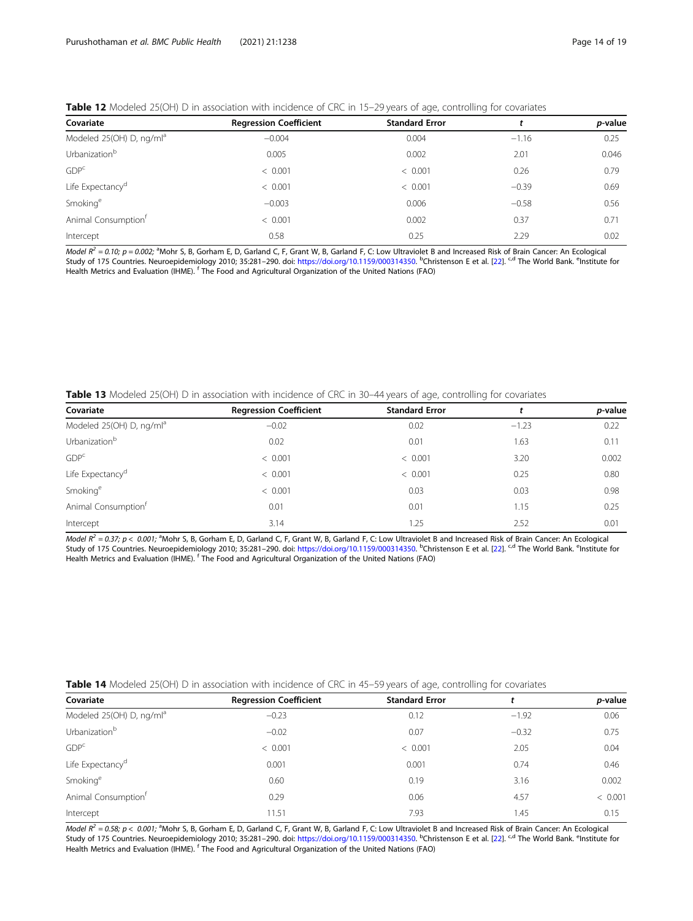**Table 12** Modeled 25(OH) D in association with incidence of CRC in 15–29 years of age, controlling for covariates

| Covariate | Regression Coefficient | Standard Error | *t* | *p*-value |
|---|---|---|---|---|
| Modeled 25(OH) D, ng/ml[a] | −0.004 | 0.004 | −1.16 | 0.25 |
| Urbanization[b] | 0.005 | 0.002 | 2.01 | 0.046 |
| GDP[c] | < 0.001 | < 0.001 | 0.26 | 0.79 |
| Life Expectancy[d] | < 0.001 | < 0.001 | −0.39 | 0.69 |
| Smoking[e] | −0.003 | 0.006 | −0.58 | 0.56 |
| Animal Consumption[f] | < 0.001 | 0.002 | 0.37 | 0.71 |
| Intercept | 0.58 | 0.25 | 2.29 | 0.02 |

*Model* $R^2 = 0.10$; $p = 0.002$; [a]Mohr S, B, Gorham E, D, Garland C, F, Grant W, B, Garland F, C: Low Ultraviolet B and Increased Risk of Brain Cancer: An Ecological Study of 175 Countries. Neuroepidemiology 2010; 35:281–290. doi: https://doi.org/10.1159/000314350. [b]Christenson E et al. [22]. [c,d] The World Bank. [e]Institute for Health Metrics and Evaluation (IHME). [f] The Food and Agricultural Organization of the United Nations (FAO)

**Table 13** Modeled 25(OH) D in association with incidence of CRC in 30–44 years of age, controlling for covariates

| Covariate | Regression Coefficient | Standard Error | *t* | *p*-value |
|---|---|---|---|---|
| Modeled 25(OH) D, ng/ml[a] | −0.02 | 0.02 | −1.23 | 0.22 |
| Urbanization[b] | 0.02 | 0.01 | 1.63 | 0.11 |
| GDP[c] | < 0.001 | < 0.001 | 3.20 | 0.002 |
| Life Expectancy[d] | < 0.001 | < 0.001 | 0.25 | 0.80 |
| Smoking[e] | < 0.001 | 0.03 | 0.03 | 0.98 |
| Animal Consumption[f] | 0.01 | 0.01 | 1.15 | 0.25 |
| Intercept | 3.14 | 1.25 | 2.52 | 0.01 |

*Model* $R^2 = 0.37$; $p < 0.001$; [a]Mohr S, B, Gorham E, D, Garland C, F, Grant W, B, Garland F, C: Low Ultraviolet B and Increased Risk of Brain Cancer: An Ecological Study of 175 Countries. Neuroepidemiology 2010; 35:281–290. doi: https://doi.org/10.1159/000314350. [b]Christenson E et al. [22]. [c,d] The World Bank. [e]Institute for Health Metrics and Evaluation (IHME). [f] The Food and Agricultural Organization of the United Nations (FAO)

**Table 14** Modeled 25(OH) D in association with incidence of CRC in 45–59 years of age, controlling for covariates

| Covariate | Regression Coefficient | Standard Error | *t* | *p*-value |
|---|---|---|---|---|
| Modeled 25(OH) D, ng/ml[a] | −0.23 | 0.12 | −1.92 | 0.06 |
| Urbanization[b] | −0.02 | 0.07 | −0.32 | 0.75 |
| GDP[c] | < 0.001 | < 0.001 | 2.05 | 0.04 |
| Life Expectancy[d] | 0.001 | 0.001 | 0.74 | 0.46 |
| Smoking[e] | 0.60 | 0.19 | 3.16 | 0.002 |
| Animal Consumption[f] | 0.29 | 0.06 | 4.57 | < 0.001 |
| Intercept | 11.51 | 7.93 | 1.45 | 0.15 |

*Model* $R^2 = 0.58$; $p < 0.001$; [a]Mohr S, B, Gorham E, D, Garland C, F, Grant W, B, Garland F, C: Low Ultraviolet B and Increased Risk of Brain Cancer: An Ecological Study of 175 Countries. Neuroepidemiology 2010; 35:281–290. doi: https://doi.org/10.1159/000314350. [b]Christenson E et al. [22]. [c,d] The World Bank. [e]Institute for Health Metrics and Evaluation (IHME). [f] The Food and Agricultural Organization of the United Nations (FAO)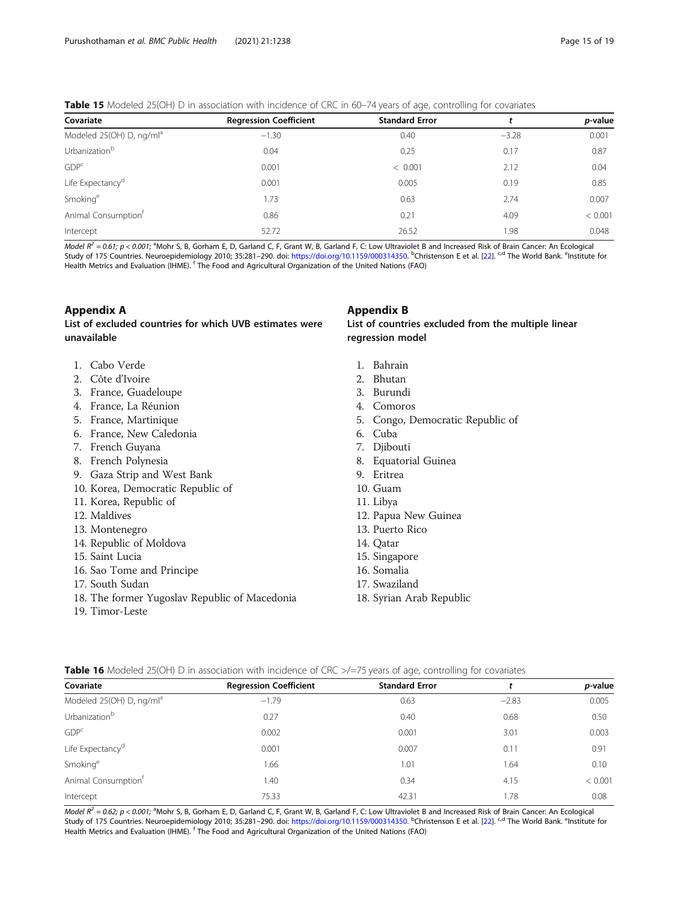**Table 15** Modeled 25(OH) D in association with incidence of CRC in 60–74 years of age, controlling for covariates

| Covariate | Regression Coefficient | Standard Error | t | p-value |
|---|---|---|---|---|
| Modeled 25(OH) D, ng/ml[a] | −1.30 | 0.40 | −3.28 | 0.001 |
| Urbanization[b] | 0.04 | 0.25 | 0.17 | 0.87 |
| GDP[c] | 0.001 | < 0.001 | 2.12 | 0.04 |
| Life Expectancy[d] | 0.001 | 0.005 | 0.19 | 0.85 |
| Smoking[e] | 1.73 | 0.63 | 2.74 | 0.007 |
| Animal Consumption[f] | 0.86 | 0.21 | 4.09 | < 0.001 |
| Intercept | 52.72 | 26.52 | 1.98 | 0.048 |

*Model* $R^2 = 0.61$; $p < 0.001$; [a]Mohr S, B, Gorham E, D, Garland C, F, Grant W, B, Garland F, C: Low Ultraviolet B and Increased Risk of Brain Cancer: An Ecological Study of 175 Countries. Neuroepidemiology 2010; 35:281–290. doi: https://doi.org/10.1159/000314350. [b]Christenson E et al. [22]. [c,d] The World Bank. [e]Institute for Health Metrics and Evaluation (IHME). [f] The Food and Agricultural Organization of the United Nations (FAO)

## Appendix A

### List of excluded countries for which UVB estimates were unavailable

1. Cabo Verde
2. Côte d'Ivoire
3. France, Guadeloupe
4. France, La Réunion
5. France, Martinique
6. France, New Caledonia
7. French Guyana
8. French Polynesia
9. Gaza Strip and West Bank
10. Korea, Democratic Republic of
11. Korea, Republic of
12. Maldives
13. Montenegro
14. Republic of Moldova
15. Saint Lucia
16. Sao Tome and Principe
17. South Sudan
18. The former Yugoslav Republic of Macedonia
19. Timor-Leste

## Appendix B

### List of countries excluded from the multiple linear regression model

1. Bahrain
2. Bhutan
3. Burundi
4. Comoros
5. Congo, Democratic Republic of
6. Cuba
7. Djibouti
8. Equatorial Guinea
9. Eritrea
10. Guam
11. Libya
12. Papua New Guinea
13. Puerto Rico
14. Qatar
15. Singapore
16. Somalia
17. Swaziland
18. Syrian Arab Republic

**Table 16** Modeled 25(OH) D in association with incidence of CRC >/=75 years of age, controlling for covariates

| Covariate | Regression Coefficient | Standard Error | t | p-value |
|---|---|---|---|---|
| Modeled 25(OH) D, ng/ml[a] | −1.79 | 0.63 | −2.83 | 0.005 |
| Urbanization[b] | 0.27 | 0.40 | 0.68 | 0.50 |
| GDP[c] | 0.002 | 0.001 | 3.01 | 0.003 |
| Life Expectancy[d] | 0.001 | 0.007 | 0.11 | 0.91 |
| Smoking[e] | 1.66 | 1.01 | 1.64 | 0.10 |
| Animal Consumption[f] | 1.40 | 0.34 | 4.15 | < 0.001 |
| Intercept | 75.33 | 42.31 | 1.78 | 0.08 |

*Model* $R^2 = 0.62$; $p < 0.001$; [a]Mohr S, B, Gorham E, D, Garland C, F, Grant W, B, Garland F, C: Low Ultraviolet B and Increased Risk of Brain Cancer: An Ecological Study of 175 Countries. Neuroepidemiology 2010; 35:281–290. doi: https://doi.org/10.1159/000314350. [b]Christenson E et al. [22]. [c,d] The World Bank. [e]Institute for Health Metrics and Evaluation (IHME). [f] The Food and Agricultural Organization of the United Nations (FAO)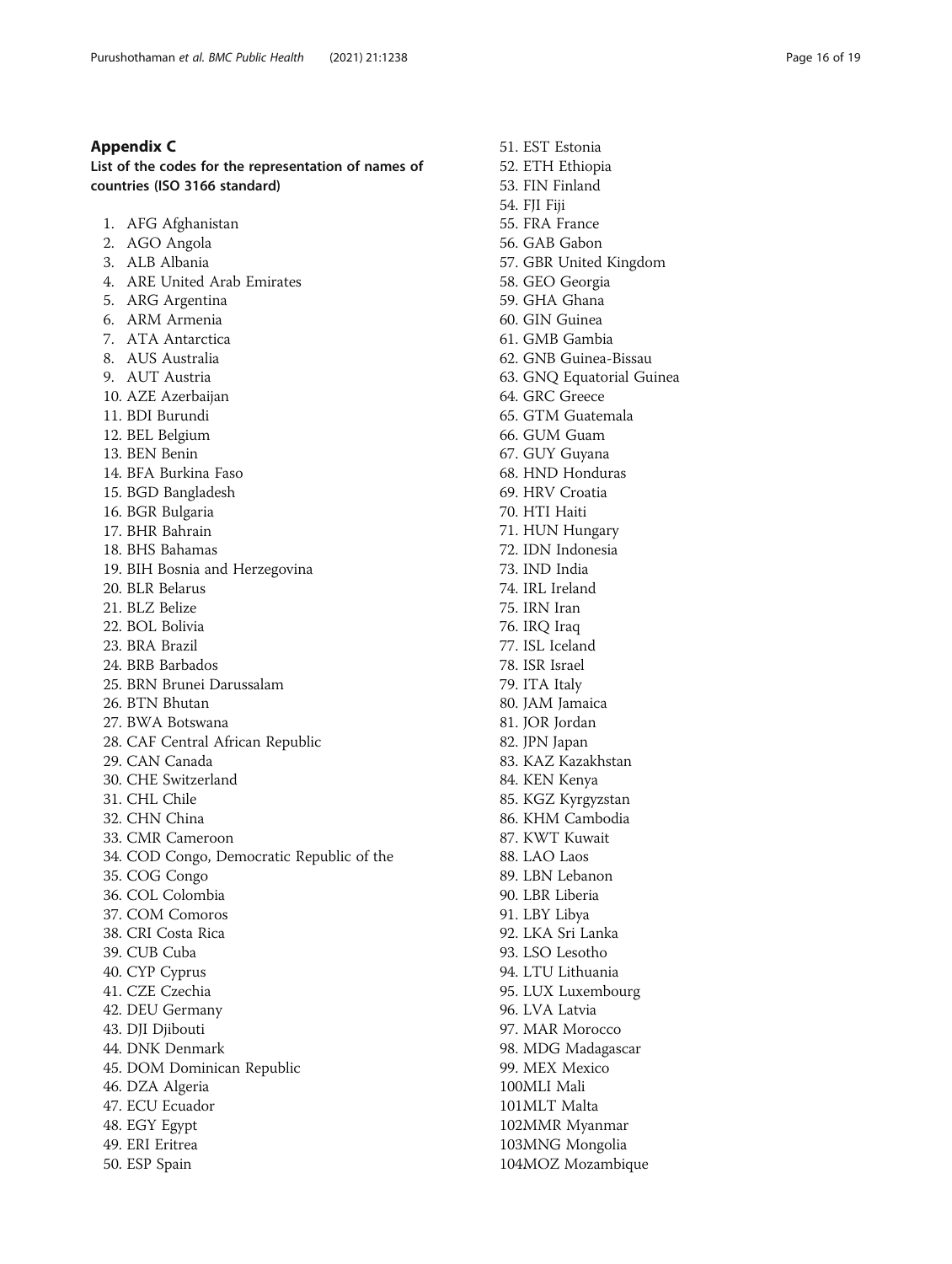## Appendix C

### List of the codes for the representation of names of countries (ISO 3166 standard)

1. AFG Afghanistan
2. AGO Angola
3. ALB Albania
4. ARE United Arab Emirates
5. ARG Argentina
6. ARM Armenia
7. ATA Antarctica
8. AUS Australia
9. AUT Austria
10. AZE Azerbaijan
11. BDI Burundi
12. BEL Belgium
13. BEN Benin
14. BFA Burkina Faso
15. BGD Bangladesh
16. BGR Bulgaria
17. BHR Bahrain
18. BHS Bahamas
19. BIH Bosnia and Herzegovina
20. BLR Belarus
21. BLZ Belize
22. BOL Bolivia
23. BRA Brazil
24. BRB Barbados
25. BRN Brunei Darussalam
26. BTN Bhutan
27. BWA Botswana
28. CAF Central African Republic
29. CAN Canada
30. CHE Switzerland
31. CHL Chile
32. CHN China
33. CMR Cameroon
34. COD Congo, Democratic Republic of the
35. COG Congo
36. COL Colombia
37. COM Comoros
38. CRI Costa Rica
39. CUB Cuba
40. CYP Cyprus
41. CZE Czechia
42. DEU Germany
43. DJI Djibouti
44. DNK Denmark
45. DOM Dominican Republic
46. DZA Algeria
47. ECU Ecuador
48. EGY Egypt
49. ERI Eritrea
50. ESP Spain
51. EST Estonia
52. ETH Ethiopia
53. FIN Finland
54. FJI Fiji
55. FRA France
56. GAB Gabon
57. GBR United Kingdom
58. GEO Georgia
59. GHA Ghana
60. GIN Guinea
61. GMB Gambia
62. GNB Guinea-Bissau
63. GNQ Equatorial Guinea
64. GRC Greece
65. GTM Guatemala
66. GUM Guam
67. GUY Guyana
68. HND Honduras
69. HRV Croatia
70. HTI Haiti
71. HUN Hungary
72. IDN Indonesia
73. IND India
74. IRL Ireland
75. IRN Iran
76. IRQ Iraq
77. ISL Iceland
78. ISR Israel
79. ITA Italy
80. JAM Jamaica
81. JOR Jordan
82. JPN Japan
83. KAZ Kazakhstan
84. KEN Kenya
85. KGZ Kyrgyzstan
86. KHM Cambodia
87. KWT Kuwait
88. LAO Laos
89. LBN Lebanon
90. LBR Liberia
91. LBY Libya
92. LKA Sri Lanka
93. LSO Lesotho
94. LTU Lithuania
95. LUX Luxembourg
96. LVA Latvia
97. MAR Morocco
98. MDG Madagascar
99. MEX Mexico
100. MLI Mali
101. MLT Malta
102. MMR Myanmar
103. MNG Mongolia
104. MOZ Mozambique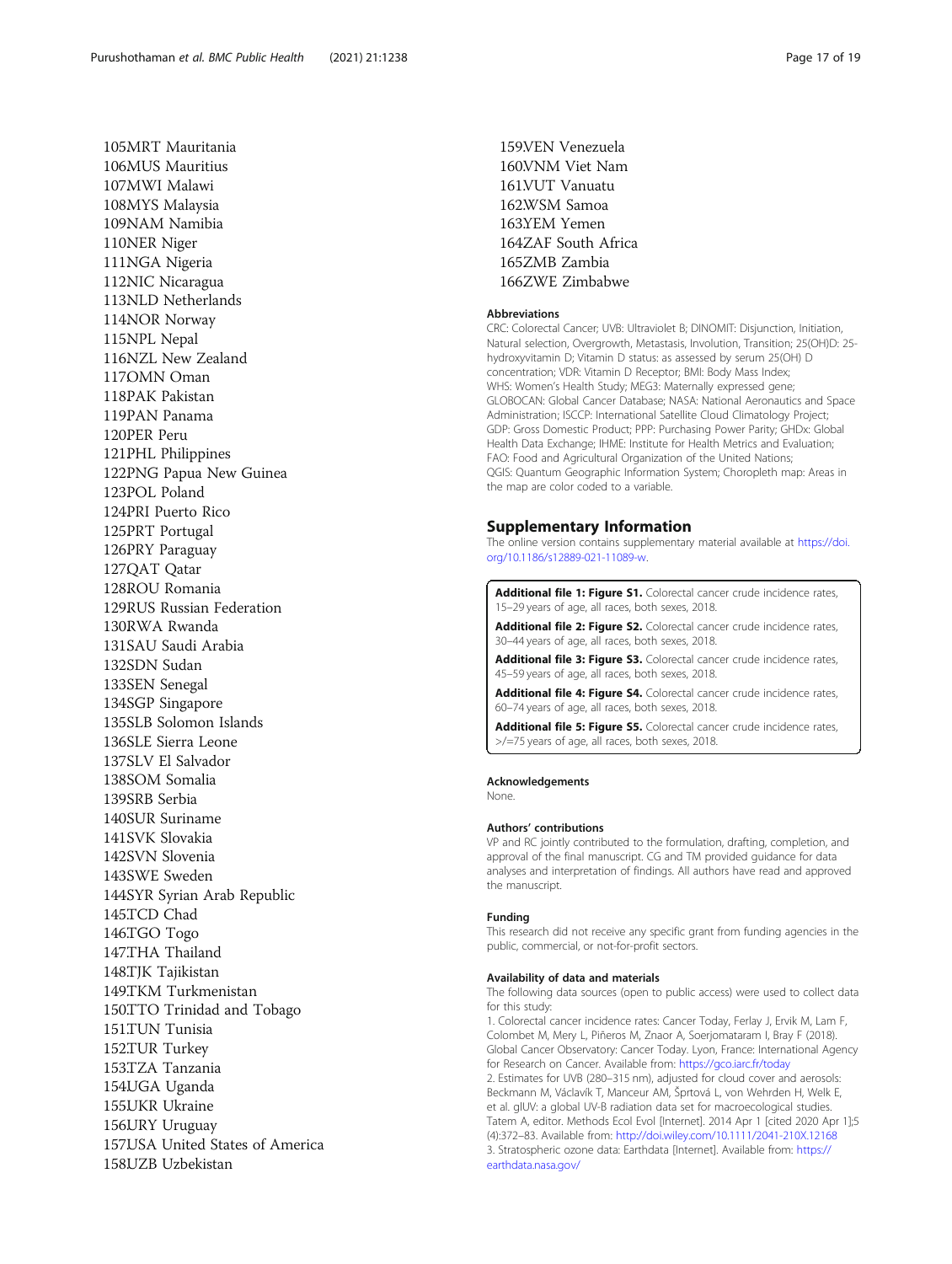105MRT Mauritania
106MUS Mauritius
107MWI Malawi
108MYS Malaysia
109NAM Namibia
110NER Niger
111NGA Nigeria
112NIC Nicaragua
113NLD Netherlands
114NOR Norway
115NPL Nepal
116NZL New Zealand
117OMN Oman
118PAK Pakistan
119PAN Panama
120PER Peru
121PHL Philippines
122PNG Papua New Guinea
123POL Poland
124PRI Puerto Rico
125PRT Portugal
126PRY Paraguay
127QAT Qatar
128ROU Romania
129RUS Russian Federation
130RWA Rwanda
131SAU Saudi Arabia
132SDN Sudan
133SEN Senegal
134SGP Singapore
135SLB Solomon Islands
136SLE Sierra Leone
137SLV El Salvador
138SOM Somalia
139SRB Serbia
140SUR Suriname
141SVK Slovakia
142SVN Slovenia
143SWE Sweden
144SYR Syrian Arab Republic
145TCD Chad
146TGO Togo
147THA Thailand
148TJK Tajikistan
149TKM Turkmenistan
150TTO Trinidad and Tobago
151TUN Tunisia
152TUR Turkey
153TZA Tanzania
154UGA Uganda
155UKR Ukraine
156URY Uruguay
157USA United States of America
158UZB Uzbekistan
159VEN Venezuela
160VNM Viet Nam
161VUT Vanuatu
162WSM Samoa
163YEM Yemen
164ZAF South Africa
165ZMB Zambia
166ZWE Zimbabwe

### Abbreviations

CRC: Colorectal Cancer; UVB: Ultraviolet B; DINOMIT: Disjunction, Initiation, Natural selection, Overgrowth, Metastasis, Involution, Transition; 25(OH)D: 25-hydroxyvitamin D; Vitamin D status: as assessed by serum 25(OH) D concentration; VDR: Vitamin D Receptor; BMI: Body Mass Index; WHS: Women's Health Study; MEG3: Maternally expressed gene; GLOBOCAN: Global Cancer Database; NASA: National Aeronautics and Space Administration; ISCCP: International Satellite Cloud Climatology Project; GDP: Gross Domestic Product; PPP: Purchasing Power Parity; GHDx: Global Health Data Exchange; IHME: Institute for Health Metrics and Evaluation; FAO: Food and Agricultural Organization of the United Nations; QGIS: Quantum Geographic Information System; Choropleth map: Areas in the map are color coded to a variable.

## Supplementary Information

The online version contains supplementary material available at https://doi.org/10.1186/s12889-021-11089-w.

**Additional file 1: Figure S1.** Colorectal cancer crude incidence rates, 15–29 years of age, all races, both sexes, 2018.

**Additional file 2: Figure S2.** Colorectal cancer crude incidence rates, 30–44 years of age, all races, both sexes, 2018.

**Additional file 3: Figure S3.** Colorectal cancer crude incidence rates, 45–59 years of age, all races, both sexes, 2018.

**Additional file 4: Figure S4.** Colorectal cancer crude incidence rates, 60–74 years of age, all races, both sexes, 2018.

**Additional file 5: Figure S5.** Colorectal cancer crude incidence rates, >/=75 years of age, all races, both sexes, 2018.

### Acknowledgements

None.

### Authors' contributions

VP and RC jointly contributed to the formulation, drafting, completion, and approval of the final manuscript. CG and TM provided guidance for data analyses and interpretation of findings. All authors have read and approved the manuscript.

### Funding

This research did not receive any specific grant from funding agencies in the public, commercial, or not-for-profit sectors.

### Availability of data and materials

The following data sources (open to public access) were used to collect data for this study:

1. Colorectal cancer incidence rates: Cancer Today, Ferlay J, Ervik M, Lam F, Colombet M, Mery L, Piñeros M, Znaor A, Soerjomataram I, Bray F (2018). Global Cancer Observatory: Cancer Today. Lyon, France: International Agency for Research on Cancer. Available from: https://gco.iarc.fr/today
2. Estimates for UVB (280–315 nm), adjusted for cloud cover and aerosols: Beckmann M, Václavík T, Manceur AM, Šprtová L, von Wehrden H, Welk E, et al. glUV: a global UV-B radiation data set for macroecological studies. Tatem A, editor. Methods Ecol Evol [Internet]. 2014 Apr 1 [cited 2020 Apr 1];5 (4):372–83. Available from: http://doi.wiley.com/10.1111/2041-210X.12168
3. Stratospheric ozone data: Earthdata [Internet]. Available from: https://earthdata.nasa.gov/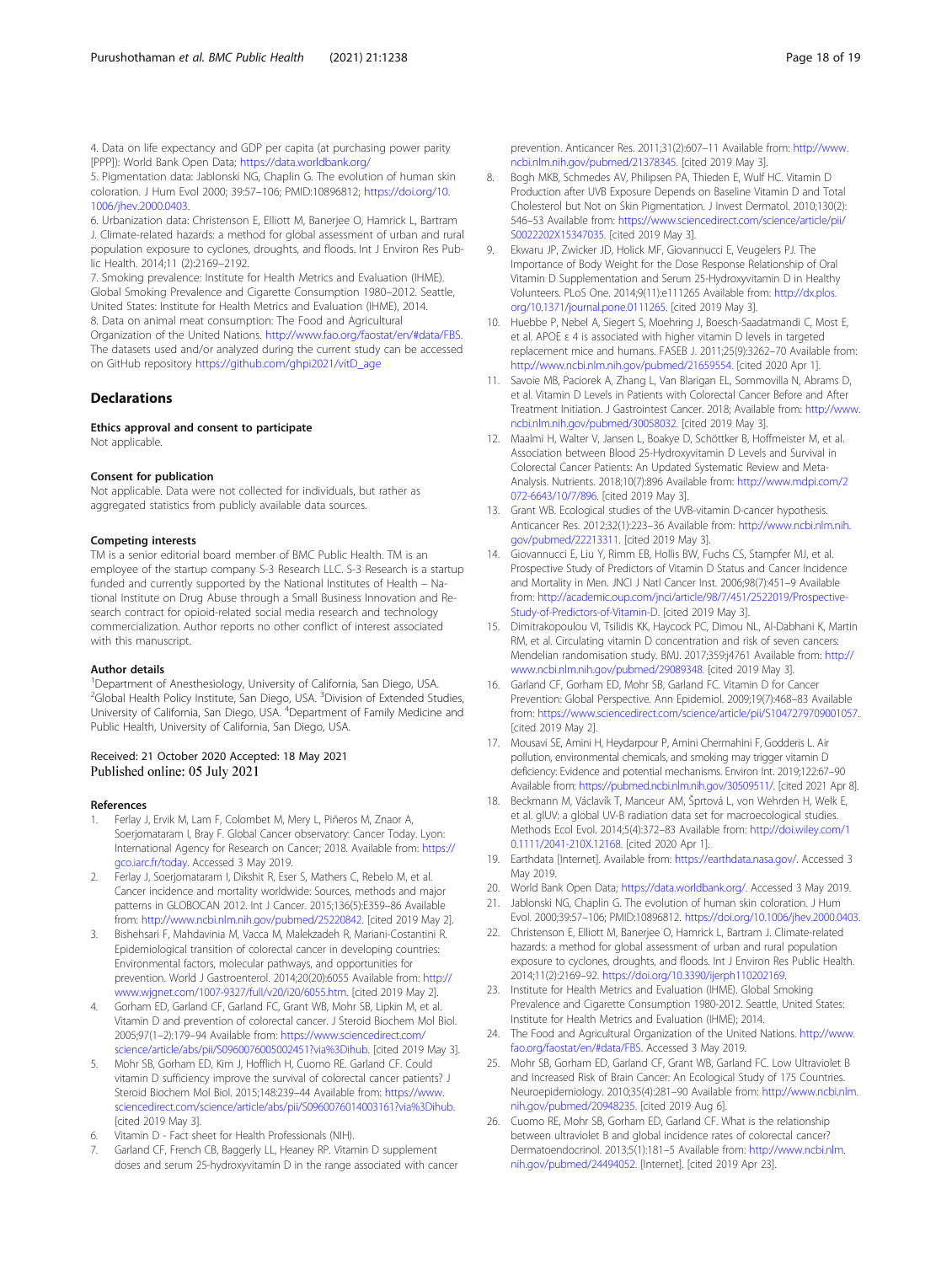4. Data on life expectancy and GDP per capita (at purchasing power parity [PPP]): World Bank Open Data; https://data.worldbank.org/

5. Pigmentation data: Jablonski NG, Chaplin G. The evolution of human skin coloration. J Hum Evol 2000; 39:57–106; PMID:10896812; https://doi.org/10.1006/jhev.2000.0403.

6. Urbanization data: Christenson E, Elliott M, Banerjee O, Hamrick L, Bartram J. Climate-related hazards: a method for global assessment of urban and rural population exposure to cyclones, droughts, and floods. Int J Environ Res Public Health. 2014;11 (2):2169–2192.

7. Smoking prevalence: Institute for Health Metrics and Evaluation (IHME). Global Smoking Prevalence and Cigarette Consumption 1980–2012. Seattle, United States: Institute for Health Metrics and Evaluation (IHME), 2014.

8. Data on animal meat consumption: The Food and Agricultural Organization of the United Nations. http://www.fao.org/faostat/en/#data/FBS. The datasets used and/or analyzed during the current study can be accessed on GitHub repository https://github.com/ghpi2021/vitD_age

## Declarations

### Ethics approval and consent to participate

Not applicable.

### Consent for publication

Not applicable. Data were not collected for individuals, but rather as aggregated statistics from publicly available data sources.

### Competing interests

TM is a senior editorial board member of BMC Public Health. TM is an employee of the startup company S-3 Research LLC. S-3 Research is a startup funded and currently supported by the National Institutes of Health – National Institute on Drug Abuse through a Small Business Innovation and Research contract for opioid-related social media research and technology commercialization. Author reports no other conflict of interest associated with this manuscript.

### Author details

[1]Department of Anesthesiology, University of California, San Diego, USA. [2]Global Health Policy Institute, San Diego, USA. [3]Division of Extended Studies, University of California, San Diego, USA. [4]Department of Family Medicine and Public Health, University of California, San Diego, USA.

Received: 21 October 2020 Accepted: 18 May 2021
Published online: 05 July 2021

## References

1. Ferlay J, Ervik M, Lam F, Colombet M, Mery L, Piñeros M, Znaor A, Soerjomataram I, Bray F. Global Cancer observatory: Cancer Today. Lyon: International Agency for Research on Cancer; 2018. Available from: https://gco.iarc.fr/today. Accessed 3 May 2019.
2. Ferlay J, Soerjomataram I, Dikshit R, Eser S, Mathers C, Rebelo M, et al. Cancer incidence and mortality worldwide: Sources, methods and major patterns in GLOBOCAN 2012. Int J Cancer. 2015;136(5):E359–86 Available from: http://www.ncbi.nlm.nih.gov/pubmed/25220842. [cited 2019 May 2].
3. Bishehsari F, Mahdavinia M, Vacca M, Malekzadeh R, Mariani-Costantini R. Epidemiological transition of colorectal cancer in developing countries: Environmental factors, molecular pathways, and opportunities for prevention. World J Gastroenterol. 2014;20(20):6055 Available from: http://www.wjgnet.com/1007-9327/full/v20/i20/6055.htm. [cited 2019 May 2].
4. Gorham ED, Garland CF, Garland FC, Grant WB, Mohr SB, Lipkin M, et al. Vitamin D and prevention of colorectal cancer. J Steroid Biochem Mol Biol. 2005;97(1–2):179–94 Available from: https://www.sciencedirect.com/science/article/abs/pii/S0960076005002451?via%3Dihub. [cited 2019 May 3].
5. Mohr SB, Gorham ED, Kim J, Hofflich H, Cuomo RE. Garland CF. Could vitamin D sufficiency improve the survival of colorectal cancer patients? J Steroid Biochem Mol Biol. 2015;148:239–44 Available from: https://www.sciencedirect.com/science/article/abs/pii/S0960076014003161?via%3Dihub. [cited 2019 May 3].
6. Vitamin D - Fact sheet for Health Professionals (NIH).
7. Garland CF, French CB, Baggerly LL, Heaney RP. Vitamin D supplement doses and serum 25-hydroxyvitamin D in the range associated with cancer prevention. Anticancer Res. 2011;31(2):607–11 Available from: http://www.ncbi.nlm.nih.gov/pubmed/21378345. [cited 2019 May 3].
8. Bogh MKB, Schmedes AV, Philipsen PA, Thieden E, Wulf HC. Vitamin D Production after UVB Exposure Depends on Baseline Vitamin D and Total Cholesterol but Not on Skin Pigmentation. J Invest Dermatol. 2010;130(2): 546–53 Available from: https://www.sciencedirect.com/science/article/pii/S0022202X15347035. [cited 2019 May 3].
9. Ekwaru JP, Zwicker JD, Holick MF, Giovannucci E, Veugelers PJ. The Importance of Body Weight for the Dose Response Relationship of Oral Vitamin D Supplementation and Serum 25-Hydroxyvitamin D in Healthy Volunteers. PLoS One. 2014;9(11):e111265 Available from: http://dx.plos.org/10.1371/journal.pone.0111265. [cited 2019 May 3].
10. Huebbe P, Nebel A, Siegert S, Moehring J, Boesch-Saadatmandi C, Most E, et al. APOE ε 4 is associated with higher vitamin D levels in targeted replacement mice and humans. FASEB J. 2011;25(9):3262–70 Available from: http://www.ncbi.nlm.nih.gov/pubmed/21659554. [cited 2020 Apr 1].
11. Savoie MB, Paciorek A, Zhang L, Van Blarigan EL, Sommovilla N, Abrams D, et al. Vitamin D Levels in Patients with Colorectal Cancer Before and After Treatment Initiation. J Gastrointest Cancer. 2018; Available from: http://www.ncbi.nlm.nih.gov/pubmed/30058032. [cited 2019 May 3].
12. Maalmi H, Walter V, Jansen L, Boakye D, Schöttker B, Hoffmeister M, et al. Association between Blood 25-Hydroxyvitamin D Levels and Survival in Colorectal Cancer Patients: An Updated Systematic Review and Meta-Analysis. Nutrients. 2018;10(7):896 Available from: http://www.mdpi.com/2072-6643/10/7/896. [cited 2019 May 3].
13. Grant WB. Ecological studies of the UVB-vitamin D-cancer hypothesis. Anticancer Res. 2012;32(1):223–36 Available from: http://www.ncbi.nlm.nih.gov/pubmed/22213311. [cited 2019 May 3].
14. Giovannucci E, Liu Y, Rimm EB, Hollis BW, Fuchs CS, Stampfer MJ, et al. Prospective Study of Predictors of Vitamin D Status and Cancer Incidence and Mortality in Men. JNCI J Natl Cancer Inst. 2006;98(7):451–9 Available from: http://academic.oup.com/jnci/article/98/7/451/2522019/Prospective-Study-of-Predictors-of-Vitamin-D. [cited 2019 May 3].
15. Dimitrakopoulou VI, Tsilidis KK, Haycock PC, Dimou NL, Al-Dabhani K, Martin RM, et al. Circulating vitamin D concentration and risk of seven cancers: Mendelian randomisation study. BMJ. 2017;359:j4761 Available from: http://www.ncbi.nlm.nih.gov/pubmed/29089348. [cited 2019 May 3].
16. Garland CF, Gorham ED, Mohr SB, Garland FC. Vitamin D for Cancer Prevention: Global Perspective. Ann Epidemiol. 2009;19(7):468–83 Available from: https://www.sciencedirect.com/science/article/pii/S1047279709001057. [cited 2019 May 2].
17. Mousavi SE, Amini H, Heydarpour P, Amini Chermahini F, Godderis L. Air pollution, environmental chemicals, and smoking may trigger vitamin D deficiency: Evidence and potential mechanisms. Environ Int. 2019;122:67–90 Available from: https://pubmed.ncbi.nlm.nih.gov/30509511/. [cited 2021 Apr 8].
18. Beckmann M, Václavík T, Manceur AM, Šprtová L, von Wehrden H, Welk E, et al. glUV: a global UV-B radiation data set for macroecological studies. Methods Ecol Evol. 2014;5(4):372–83 Available from: http://doi.wiley.com/10.1111/2041-210X.12168. [cited 2020 Apr 1].
19. Earthdata [Internet]. Available from: https://earthdata.nasa.gov/. Accessed 3 May 2019.
20. World Bank Open Data; https://data.worldbank.org/. Accessed 3 May 2019.
21. Jablonski NG, Chaplin G. The evolution of human skin coloration. J Hum Evol. 2000;39:57–106; PMID:10896812. https://doi.org/10.1006/jhev.2000.0403.
22. Christenson E, Elliott M, Banerjee O, Hamrick L, Bartram J. Climate-related hazards: a method for global assessment of urban and rural population exposure to cyclones, droughts, and floods. Int J Environ Res Public Health. 2014;11(2):2169–92. https://doi.org/10.3390/ijerph110202169.
23. Institute for Health Metrics and Evaluation (IHME). Global Smoking Prevalence and Cigarette Consumption 1980-2012. Seattle, United States: Institute for Health Metrics and Evaluation (IHME); 2014.
24. The Food and Agricultural Organization of the United Nations. http://www.fao.org/faostat/en/#data/FBS. Accessed 3 May 2019.
25. Mohr SB, Gorham ED, Garland CF, Grant WB, Garland FC. Low Ultraviolet B and Increased Risk of Brain Cancer: An Ecological Study of 175 Countries. Neuroepidemiology. 2010;35(4):281–90 Available from: http://www.ncbi.nlm.nih.gov/pubmed/20948235. [cited 2019 Aug 6].
26. Cuomo RE, Mohr SB, Gorham ED, Garland CF. What is the relationship between ultraviolet B and global incidence rates of colorectal cancer? Dermatoendocrinol. 2013;5(1):181–5 Available from: http://www.ncbi.nlm.nih.gov/pubmed/24494052. [Internet]. [cited 2019 Apr 23].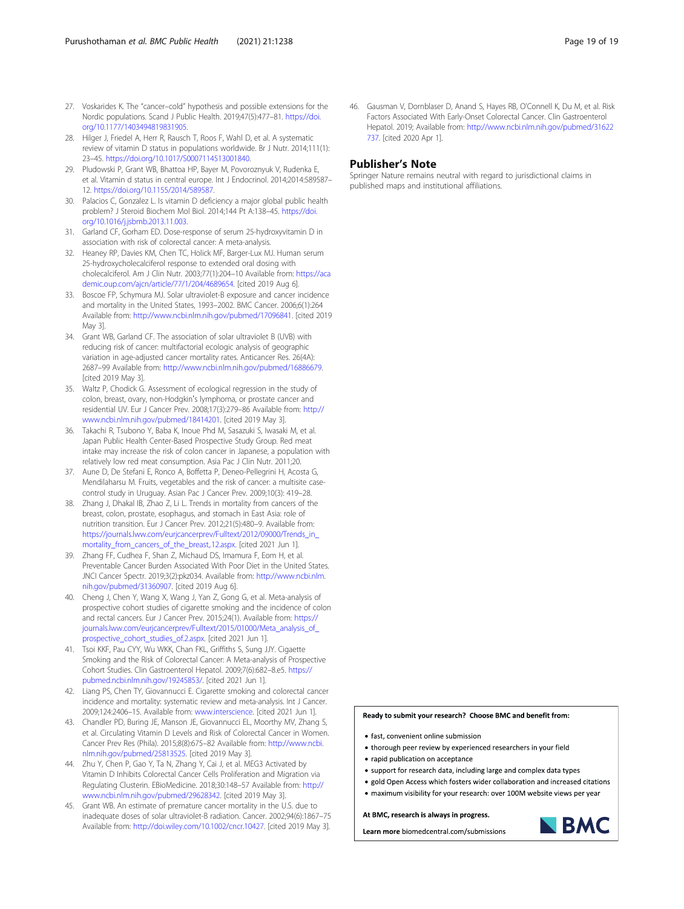27. Voskarides K. The "cancer–cold" hypothesis and possible extensions for the Nordic populations. Scand J Public Health. 2019;47(5):477–81. https://doi.org/10.1177/1403494819831905.
28. Hilger J, Friedel A, Herr R, Rausch T, Roos F, Wahl D, et al. A systematic review of vitamin D status in populations worldwide. Br J Nutr. 2014;111(1):23–45. https://doi.org/10.1017/S0007114513001840.
29. Pludowski P, Grant WB, Bhattoa HP, Bayer M, Povoroznyuk V, Rudenka E, et al. Vitamin d status in central europe. Int J Endocrinol. 2014;2014:589587–12. https://doi.org/10.1155/2014/589587.
30. Palacios C, Gonzalez L. Is vitamin D deficiency a major global public health problem? J Steroid Biochem Mol Biol. 2014;144 Pt A:138–45. https://doi.org/10.1016/j.jsbmb.2013.11.003.
31. Garland CF, Gorham ED. Dose-response of serum 25-hydroxyvitamin D in association with risk of colorectal cancer: A meta-analysis.
32. Heaney RP, Davies KM, Chen TC, Holick MF, Barger-Lux MJ. Human serum 25-hydroxycholecalciferol response to extended oral dosing with cholecalciferol. Am J Clin Nutr. 2003;77(1):204–10 Available from: https://academic.oup.com/ajcn/article/77/1/204/4689654. [cited 2019 Aug 6].
33. Boscoe FP, Schymura MJ. Solar ultraviolet-B exposure and cancer incidence and mortality in the United States, 1993–2002. BMC Cancer. 2006;6(1):264 Available from: http://www.ncbi.nlm.nih.gov/pubmed/17096841. [cited 2019 May 3].
34. Grant WB, Garland CF. The association of solar ultraviolet B (UVB) with reducing risk of cancer: multifactorial ecologic analysis of geographic variation in age-adjusted cancer mortality rates. Anticancer Res. 26(4A): 2687–99 Available from: http://www.ncbi.nlm.nih.gov/pubmed/16886679. [cited 2019 May 3].
35. Waltz P, Chodick G. Assessment of ecological regression in the study of colon, breast, ovary, non-Hodgkin's lymphoma, or prostate cancer and residential UV. Eur J Cancer Prev. 2008;17(3):279–86 Available from: http://www.ncbi.nlm.nih.gov/pubmed/18414201. [cited 2019 May 3].
36. Takachi R, Tsubono Y, Baba K, Inoue Phd M, Sasazuki S, Iwasaki M, et al. Japan Public Health Center-Based Prospective Study Group. Red meat intake may increase the risk of colon cancer in Japanese, a population with relatively low red meat consumption. Asia Pac J Clin Nutr. 2011;20.
37. Aune D, De Stefani E, Ronco A, Boffetta P, Deneo-Pellegrini H, Acosta G, Mendilaharsu M. Fruits, vegetables and the risk of cancer: a multisite case-control study in Uruguay. Asian Pac J Cancer Prev. 2009;10(3): 419–28.
38. Zhang J, Dhakal IB, Zhao Z, Li L. Trends in mortality from cancers of the breast, colon, prostate, esophagus, and stomach in East Asia: role of nutrition transition. Eur J Cancer Prev. 2012;21(5):480–9. Available from: https://journals.lww.com/eurjcancerprev/Fulltext/2012/09000/Trends_in_mortality_from_cancers_of_the_breast,.12.aspx. [cited 2021 Jun 1].
39. Zhang FF, Cudhea F, Shan Z, Michaud DS, Imamura F, Eom H, et al. Preventable Cancer Burden Associated With Poor Diet in the United States. JNCI Cancer Spectr. 2019;3(2):pkz034. Available from: http://www.ncbi.nlm.nih.gov/pubmed/31360907. [cited 2019 Aug 6].
40. Cheng J, Chen Y, Wang X, Wang J, Yan Z, Gong G, et al. Meta-analysis of prospective cohort studies of cigarette smoking and the incidence of colon and rectal cancers. Eur J Cancer Prev. 2015;24(1). Available from: https://journals.lww.com/eurjcancerprev/Fulltext/2015/01000/Meta_analysis_of_prospective_cohort_studies_of.2.aspx. [cited 2021 Jun 1].
41. Tsoi KKF, Pau CYY, Wu WKK, Chan FKL, Griffiths S, Sung JJY. Cigaette Smoking and the Risk of Colorectal Cancer: A Meta-analysis of Prospective Cohort Studies. Clin Gastroenterol Hepatol. 2009;7(6):682–8.e5. https://pubmed.ncbi.nlm.nih.gov/19245853/. [cited 2021 Jun 1].
42. Liang PS, Chen TY, Giovannucci E. Cigarette smoking and colorectal cancer incidence and mortality: systematic review and meta-analysis. Int J Cancer. 2009;124:2406–15. Available from: www.interscience. [cited 2021 Jun 1].
43. Chandler PD, Buring JE, Manson JE, Giovannucci EL, Moorthy MV, Zhang S, et al. Circulating Vitamin D Levels and Risk of Colorectal Cancer in Women. Cancer Prev Res (Phila). 2015;8(8):675–82 Available from: http://www.ncbi.nlm.nih.gov/pubmed/25813525. [cited 2019 May 3].
44. Zhu Y, Chen P, Gao Y, Ta N, Zhang Y, Cai J, et al. MEG3 Activated by Vitamin D Inhibits Colorectal Cancer Cells Proliferation and Migration via Regulating Clusterin. EBioMedicine. 2018;30:148–57 Available from: http://www.ncbi.nlm.nih.gov/pubmed/29628342. [cited 2019 May 3].
45. Grant WB. An estimate of premature cancer mortality in the U.S. due to inadequate doses of solar ultraviolet-B radiation. Cancer. 2002;94(6):1867–75 Available from: http://doi.wiley.com/10.1002/cncr.10427. [cited 2019 May 3].
46. Gausman V, Dornblaser D, Anand S, Hayes RB, O'Connell K, Du M, et al. Risk Factors Associated With Early-Onset Colorectal Cancer. Clin Gastroenterol Hepatol. 2019; Available from: http://www.ncbi.nlm.nih.gov/pubmed/31622737. [cited 2020 Apr 1].

## Publisher's Note

Springer Nature remains neutral with regard to jurisdictional claims in published maps and institutional affiliations.

**Ready to submit your research? Choose BMC and benefit from:**

- fast, convenient online submission
- thorough peer review by experienced researchers in your field
- rapid publication on acceptance
- support for research data, including large and complex data types
- gold Open Access which fosters wider collaboration and increased citations
- maximum visibility for your research: over 100M website views per year

**At BMC, research is always in progress.**

**Learn more** biomedcentral.com/submissions

BMC